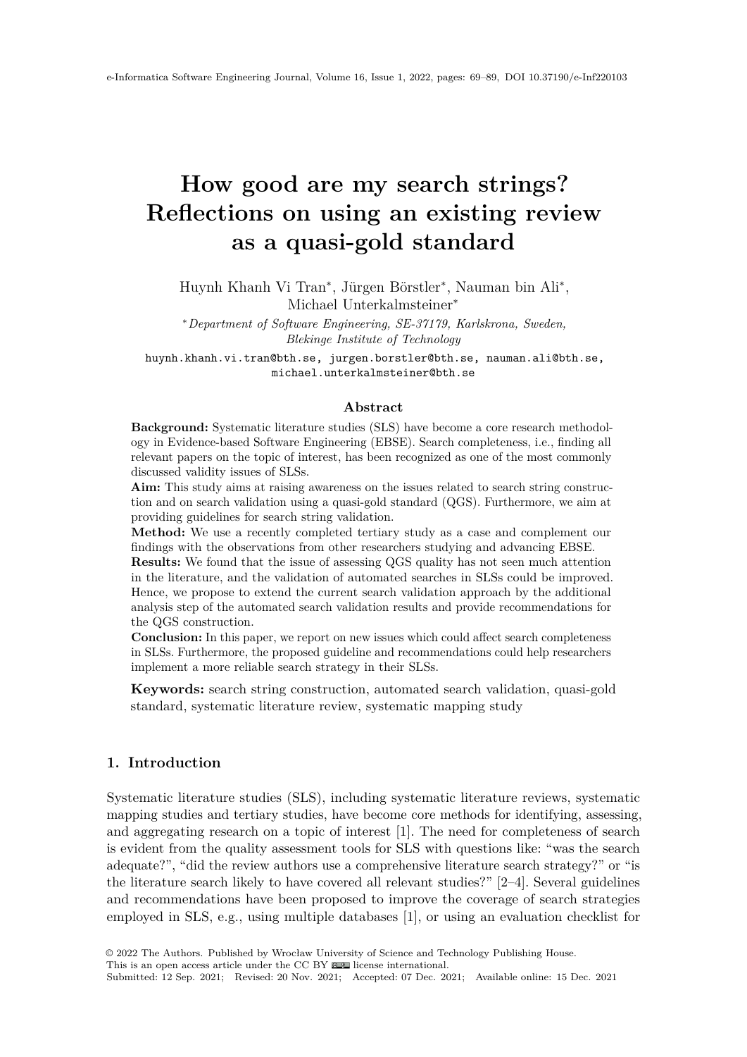# How good are my search strings? Reflections on using an existing review as a quasi-gold standard

Huynh Khanh Vi Tran*, Jürgen Börstler*, Nauman bin Ali*, Michael Unterkalmsteiner*

*Department of Software Engineering, SE-37179, Karlskrona, Sweden, Blekinge Institute of Technology

huynh.khanh.vi.tran@bth.se, jurgen.borstler@bth.se, nauman.ali@bth.se, michael.unterkalmsteiner@bth.se

### Abstract

**Background:** Systematic literature studies (SLS) have become a core research methodology in Evidence-based Software Engineering (EBSE). Search completeness, i.e., finding all relevant papers on the topic of interest, has been recognized as one of the most commonly discussed validity issues of SLSs.

**Aim:** This study aims at raising awareness on the issues related to search string construction and on search validation using a quasi-gold standard (QGS). Furthermore, we aim at providing guidelines for search string validation.

**Method:** We use a recently completed tertiary study as a case and complement our findings with the observations from other researchers studying and advancing EBSE.

**Results:** We found that the issue of assessing QGS quality has not seen much attention in the literature, and the validation of automated searches in SLSs could be improved. Hence, we propose to extend the current search validation approach by the additional analysis step of the automated search validation results and provide recommendations for the QGS construction.

**Conclusion:** In this paper, we report on new issues which could affect search completeness in SLSs. Furthermore, the proposed guideline and recommendations could help researchers implement a more reliable search strategy in their SLSs.

**Keywords:** search string construction, automated search validation, quasi-gold standard, systematic literature review, systematic mapping study

## 1. Introduction

Systematic literature studies (SLS), including systematic literature reviews, systematic mapping studies and tertiary studies, have become core methods for identifying, assessing, and aggregating research on a topic of interest [1]. The need for completeness of search is evident from the quality assessment tools for SLS with questions like: "was the search adequate?", "did the review authors use a comprehensive literature search strategy?" or "is the literature search likely to have covered all relevant studies?" [2–4]. Several guidelines and recommendations have been proposed to improve the coverage of search strategies employed in SLS, e.g., using multiple databases [1], or using an evaluation checklist for

© 2022 The Authors. Published by Wrocław University of Science and Technology Publishing House. This is an open access article under the CC BY license international.

Submitted: 12 Sep. 2021; Revised: 20 Nov. 2021; Accepted: 07 Dec. 2021; Available online: 15 Dec. 2021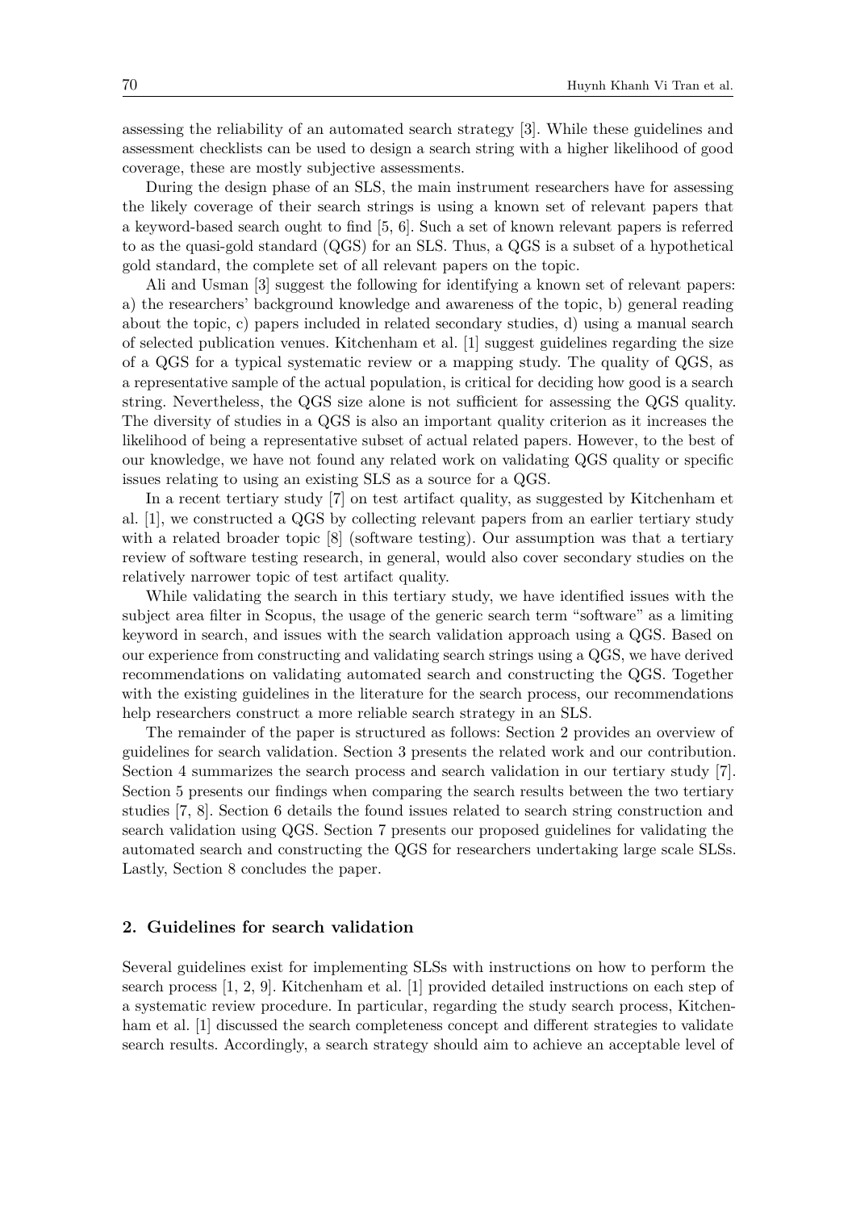assessing the reliability of an automated search strategy [3]. While these guidelines and assessment checklists can be used to design a search string with a higher likelihood of good coverage, these are mostly subjective assessments.

During the design phase of an SLS, the main instrument researchers have for assessing the likely coverage of their search strings is using a known set of relevant papers that a keyword-based search ought to find [5, 6]. Such a set of known relevant papers is referred to as the quasi-gold standard (QGS) for an SLS. Thus, a QGS is a subset of a hypothetical gold standard, the complete set of all relevant papers on the topic.

Ali and Usman [3] suggest the following for identifying a known set of relevant papers: a) the researchers' background knowledge and awareness of the topic, b) general reading about the topic, c) papers included in related secondary studies, d) using a manual search of selected publication venues. Kitchenham et al. [1] suggest guidelines regarding the size of a QGS for a typical systematic review or a mapping study. The quality of QGS, as a representative sample of the actual population, is critical for deciding how good is a search string. Nevertheless, the QGS size alone is not sufficient for assessing the QGS quality. The diversity of studies in a QGS is also an important quality criterion as it increases the likelihood of being a representative subset of actual related papers. However, to the best of our knowledge, we have not found any related work on validating QGS quality or specific issues relating to using an existing SLS as a source for a QGS.

In a recent tertiary study [7] on test artifact quality, as suggested by Kitchenham et al. [1], we constructed a QGS by collecting relevant papers from an earlier tertiary study with a related broader topic [8] (software testing). Our assumption was that a tertiary review of software testing research, in general, would also cover secondary studies on the relatively narrower topic of test artifact quality.

While validating the search in this tertiary study, we have identified issues with the subject area filter in Scopus, the usage of the generic search term "software" as a limiting keyword in search, and issues with the search validation approach using a QGS. Based on our experience from constructing and validating search strings using a QGS, we have derived recommendations on validating automated search and constructing the QGS. Together with the existing guidelines in the literature for the search process, our recommendations help researchers construct a more reliable search strategy in an SLS.

The remainder of the paper is structured as follows: Section 2 provides an overview of guidelines for search validation. Section 3 presents the related work and our contribution. Section 4 summarizes the search process and search validation in our tertiary study [7]. Section 5 presents our findings when comparing the search results between the two tertiary studies [7, 8]. Section 6 details the found issues related to search string construction and search validation using QGS. Section 7 presents our proposed guidelines for validating the automated search and constructing the QGS for researchers undertaking large scale SLSs. Lastly, Section 8 concludes the paper.

## 2. Guidelines for search validation

Several guidelines exist for implementing SLSs with instructions on how to perform the search process [1, 2, 9]. Kitchenham et al. [1] provided detailed instructions on each step of a systematic review procedure. In particular, regarding the study search process, Kitchenham et al. [1] discussed the search completeness concept and different strategies to validate search results. Accordingly, a search strategy should aim to achieve an acceptable level of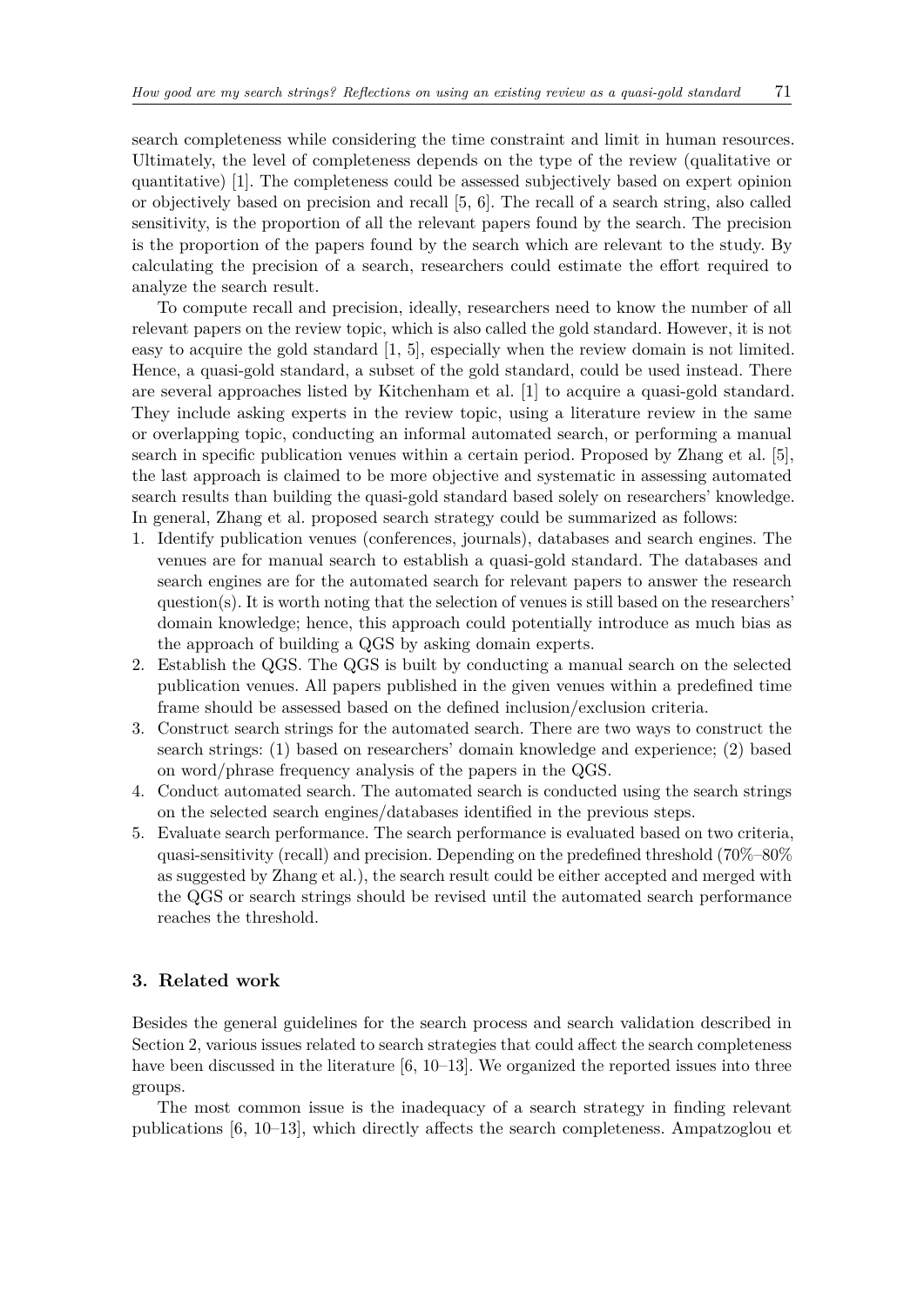search completeness while considering the time constraint and limit in human resources. Ultimately, the level of completeness depends on the type of the review (qualitative or quantitative) [1]. The completeness could be assessed subjectively based on expert opinion or objectively based on precision and recall [5, 6]. The recall of a search string, also called sensitivity, is the proportion of all the relevant papers found by the search. The precision is the proportion of the papers found by the search which are relevant to the study. By calculating the precision of a search, researchers could estimate the effort required to analyze the search result.

To compute recall and precision, ideally, researchers need to know the number of all relevant papers on the review topic, which is also called the gold standard. However, it is not easy to acquire the gold standard [1, 5], especially when the review domain is not limited. Hence, a quasi-gold standard, a subset of the gold standard, could be used instead. There are several approaches listed by Kitchenham et al. [1] to acquire a quasi-gold standard. They include asking experts in the review topic, using a literature review in the same or overlapping topic, conducting an informal automated search, or performing a manual search in specific publication venues within a certain period. Proposed by Zhang et al. [5], the last approach is claimed to be more objective and systematic in assessing automated search results than building the quasi-gold standard based solely on researchers' knowledge. In general, Zhang et al. proposed search strategy could be summarized as follows:

1. Identify publication venues (conferences, journals), databases and search engines. The venues are for manual search to establish a quasi-gold standard. The databases and search engines are for the automated search for relevant papers to answer the research question(s). It is worth noting that the selection of venues is still based on the researchers' domain knowledge; hence, this approach could potentially introduce as much bias as the approach of building a QGS by asking domain experts.
2. Establish the QGS. The QGS is built by conducting a manual search on the selected publication venues. All papers published in the given venues within a predefined time frame should be assessed based on the defined inclusion/exclusion criteria.
3. Construct search strings for the automated search. There are two ways to construct the search strings: (1) based on researchers' domain knowledge and experience; (2) based on word/phrase frequency analysis of the papers in the QGS.
4. Conduct automated search. The automated search is conducted using the search strings on the selected search engines/databases identified in the previous steps.
5. Evaluate search performance. The search performance is evaluated based on two criteria, quasi-sensitivity (recall) and precision. Depending on the predefined threshold (70%–80% as suggested by Zhang et al.), the search result could be either accepted and merged with the QGS or search strings should be revised until the automated search performance reaches the threshold.

## 3. Related work

Besides the general guidelines for the search process and search validation described in Section 2, various issues related to search strategies that could affect the search completeness have been discussed in the literature [6, 10–13]. We organized the reported issues into three groups.

The most common issue is the inadequacy of a search strategy in finding relevant publications [6, 10–13], which directly affects the search completeness. Ampatzoglou et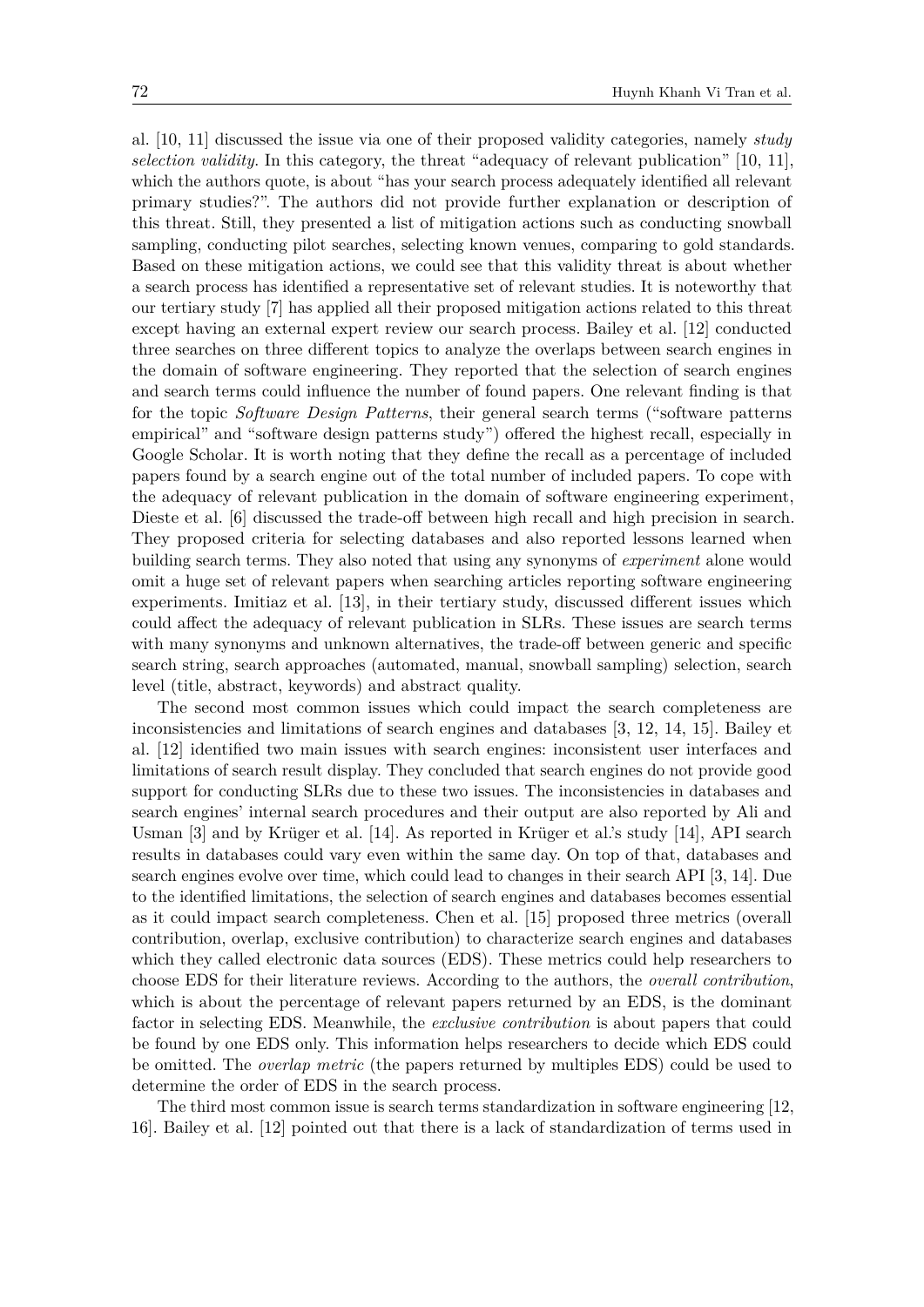al. [10, 11] discussed the issue via one of their proposed validity categories, namely *study selection validity*. In this category, the threat "adequacy of relevant publication" [10, 11], which the authors quote, is about "has your search process adequately identified all relevant primary studies?". The authors did not provide further explanation or description of this threat. Still, they presented a list of mitigation actions such as conducting snowball sampling, conducting pilot searches, selecting known venues, comparing to gold standards. Based on these mitigation actions, we could see that this validity threat is about whether a search process has identified a representative set of relevant studies. It is noteworthy that our tertiary study [7] has applied all their proposed mitigation actions related to this threat except having an external expert review our search process. Bailey et al. [12] conducted three searches on three different topics to analyze the overlaps between search engines in the domain of software engineering. They reported that the selection of search engines and search terms could influence the number of found papers. One relevant finding is that for the topic *Software Design Patterns*, their general search terms ("software patterns empirical" and "software design patterns study") offered the highest recall, especially in Google Scholar. It is worth noting that they define the recall as a percentage of included papers found by a search engine out of the total number of included papers. To cope with the adequacy of relevant publication in the domain of software engineering experiment, Dieste et al. [6] discussed the trade-off between high recall and high precision in search. They proposed criteria for selecting databases and also reported lessons learned when building search terms. They also noted that using any synonyms of *experiment* alone would omit a huge set of relevant papers when searching articles reporting software engineering experiments. Imitiaz et al. [13], in their tertiary study, discussed different issues which could affect the adequacy of relevant publication in SLRs. These issues are search terms with many synonyms and unknown alternatives, the trade-off between generic and specific search string, search approaches (automated, manual, snowball sampling) selection, search level (title, abstract, keywords) and abstract quality.

The second most common issues which could impact the search completeness are inconsistencies and limitations of search engines and databases [3, 12, 14, 15]. Bailey et al. [12] identified two main issues with search engines: inconsistent user interfaces and limitations of search result display. They concluded that search engines do not provide good support for conducting SLRs due to these two issues. The inconsistencies in databases and search engines' internal search procedures and their output are also reported by Ali and Usman [3] and by Krüger et al. [14]. As reported in Krüger et al.'s study [14], API search results in databases could vary even within the same day. On top of that, databases and search engines evolve over time, which could lead to changes in their search API [3, 14]. Due to the identified limitations, the selection of search engines and databases becomes essential as it could impact search completeness. Chen et al. [15] proposed three metrics (overall contribution, overlap, exclusive contribution) to characterize search engines and databases which they called electronic data sources (EDS). These metrics could help researchers to choose EDS for their literature reviews. According to the authors, the *overall contribution*, which is about the percentage of relevant papers returned by an EDS, is the dominant factor in selecting EDS. Meanwhile, the *exclusive contribution* is about papers that could be found by one EDS only. This information helps researchers to decide which EDS could be omitted. The *overlap metric* (the papers returned by multiples EDS) could be used to determine the order of EDS in the search process.

The third most common issue is search terms standardization in software engineering [12, 16]. Bailey et al. [12] pointed out that there is a lack of standardization of terms used in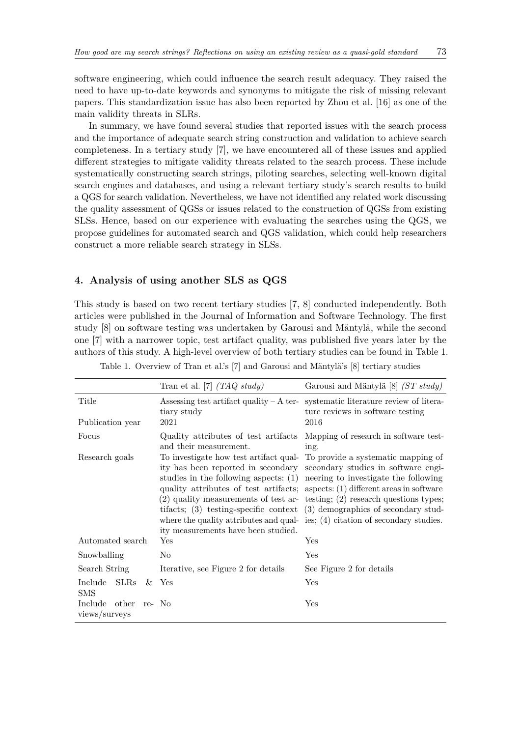software engineering, which could influence the search result adequacy. They raised the need to have up-to-date keywords and synonyms to mitigate the risk of missing relevant papers. This standardization issue has also been reported by Zhou et al. [16] as one of the main validity threats in SLRs.

In summary, we have found several studies that reported issues with the search process and the importance of adequate search string construction and validation to achieve search completeness. In a tertiary study [7], we have encountered all of these issues and applied different strategies to mitigate validity threats related to the search process. These include systematically constructing search strings, piloting searches, selecting well-known digital search engines and databases, and using a relevant tertiary study's search results to build a QGS for search validation. Nevertheless, we have not identified any related work discussing the quality assessment of QGSs or issues related to the construction of QGSs from existing SLSs. Hence, based on our experience with evaluating the searches using the QGS, we propose guidelines for automated search and QGS validation, which could help researchers construct a more reliable search strategy in SLSs.

## 4. Analysis of using another SLS as QGS

This study is based on two recent tertiary studies [7, 8] conducted independently. Both articles were published in the Journal of Information and Software Technology. The first study [8] on software testing was undertaken by Garousi and Mäntylä, while the second one [7] with a narrower topic, test artifact quality, was published five years later by the authors of this study. A high-level overview of both tertiary studies can be found in Table 1.

Table 1. Overview of Tran et al.'s [7] and Garousi and Mäntylä's [8] tertiary studies

| | Tran et al. [7] *(TAQ study)* | Garousi and Mäntylä [8] *(ST study)* |
|---|---|---|
| Title | Assessing test artifact quality – A tertiary study | systematic literature review of literature reviews in software testing |
| Publication year | 2021 | 2016 |
| Focus | Quality attributes of test artifacts and their measurement. | Mapping of research in software testing. |
| Research goals | To investigate how test artifact quality has been reported in secondary studies in the following aspects: (1) quality attributes of test artifacts; (2) quality measurements of test artifacts; (3) testing-specific context where the quality attributes and quality measurements have been studied. | To provide a systematic mapping of secondary studies in software engineering to investigate the following aspects: (1) different areas in software testing; (2) research questions types; (3) demographics of secondary studies; (4) citation of secondary studies. |
| Automated search | Yes | Yes |
| Snowballing | No | Yes |
| Search String | Iterative, see Figure 2 for details | See Figure 2 for details |
| Include SLRs & SMS | Yes | Yes |
| Include other reviews/surveys | No | Yes |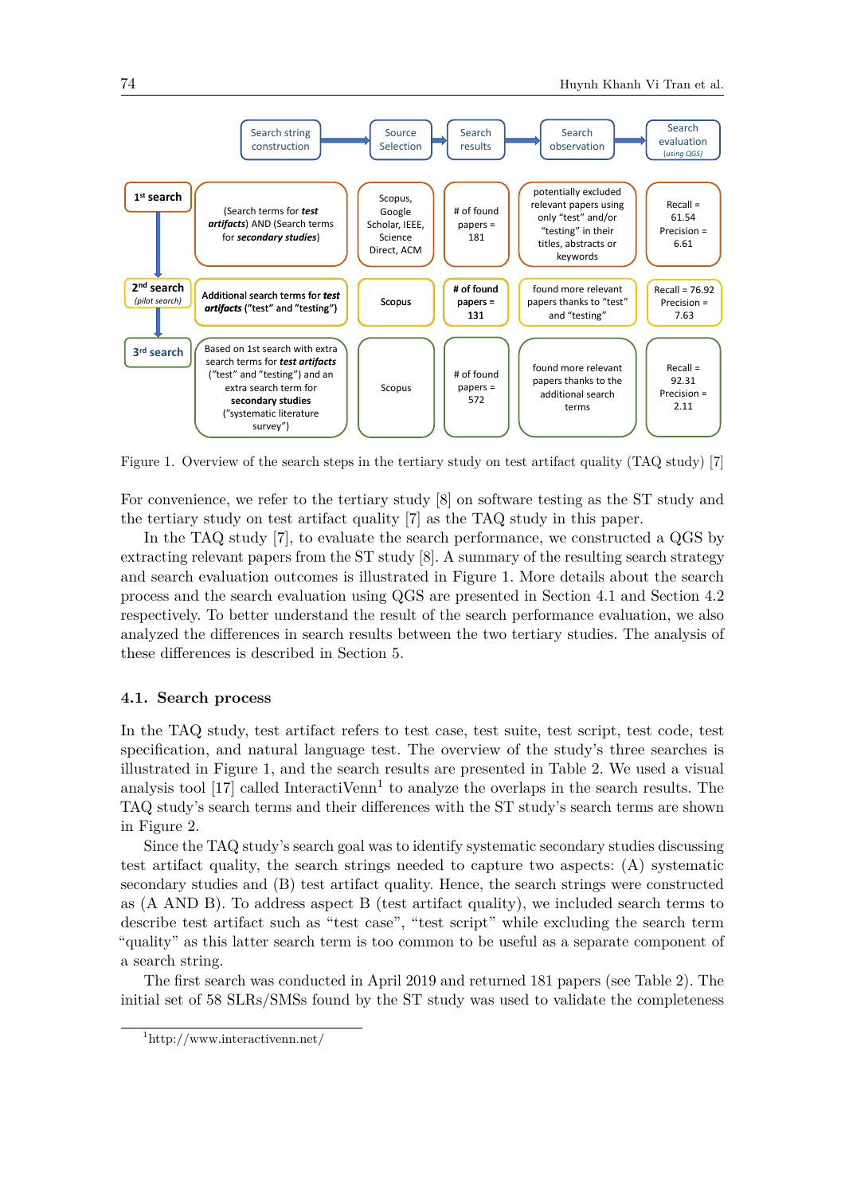| | Search string construction | Source Selection | Search results | Search observation | Search evaluation *(using QGS)* |
|---|---|---|---|---|---|
| 1st search | (Search terms for ***test artifacts***) AND (Search terms for ***secondary studies***) | Scopus, Google Scholar, IEEE, Science Direct, ACM | # of found papers = 181 | potentially excluded relevant papers using only "test" and/or "testing" in their titles, abstracts or keywords | Recall = 61.54 Precision = 6.61 |
| 2nd search *(pilot search)* | Additional search terms for ***test artifacts*** ("test" and "testing") | Scopus | **# of found papers = 131** | found more relevant papers thanks to "test" and "testing" | Recall = 76.92 Precision = 7.63 |
| 3rd search | Based on 1st search with extra search terms for ***test artifacts*** ("test" and "testing") and an extra search term for **secondary studies** ("systematic literature survey") | Scopus | # of found papers = 572 | found more relevant papers thanks to the additional search terms | Recall = 92.31 Precision = 2.11 |

Figure 1. Overview of the search steps in the tertiary study on test artifact quality (TAQ study) [7]

For convenience, we refer to the tertiary study [8] on software testing as the ST study and the tertiary study on test artifact quality [7] as the TAQ study in this paper.

In the TAQ study [7], to evaluate the search performance, we constructed a QGS by extracting relevant papers from the ST study [8]. A summary of the resulting search strategy and search evaluation outcomes is illustrated in Figure 1. More details about the search process and the search evaluation using QGS are presented in Section 4.1 and Section 4.2 respectively. To better understand the result of the search performance evaluation, we also analyzed the differences in search results between the two tertiary studies. The analysis of these differences is described in Section 5.

### 4.1. Search process

In the TAQ study, test artifact refers to test case, test suite, test script, test code, test specification, and natural language test. The overview of the study's three searches is illustrated in Figure 1, and the search results are presented in Table 2. We used a visual analysis tool [17] called InteractiVenn[1] to analyze the overlaps in the search results. The TAQ study's search terms and their differences with the ST study's search terms are shown in Figure 2.

Since the TAQ study's search goal was to identify systematic secondary studies discussing test artifact quality, the search strings needed to capture two aspects: (A) systematic secondary studies and (B) test artifact quality. Hence, the search strings were constructed as (A AND B). To address aspect B (test artifact quality), we included search terms to describe test artifact such as "test case", "test script" while excluding the search term "quality" as this latter search term is too common to be useful as a separate component of a search string.

The first search was conducted in April 2019 and returned 181 papers (see Table 2). The initial set of 58 SLRs/SMSs found by the ST study was used to validate the completeness

[1]http://www.interactivenn.net/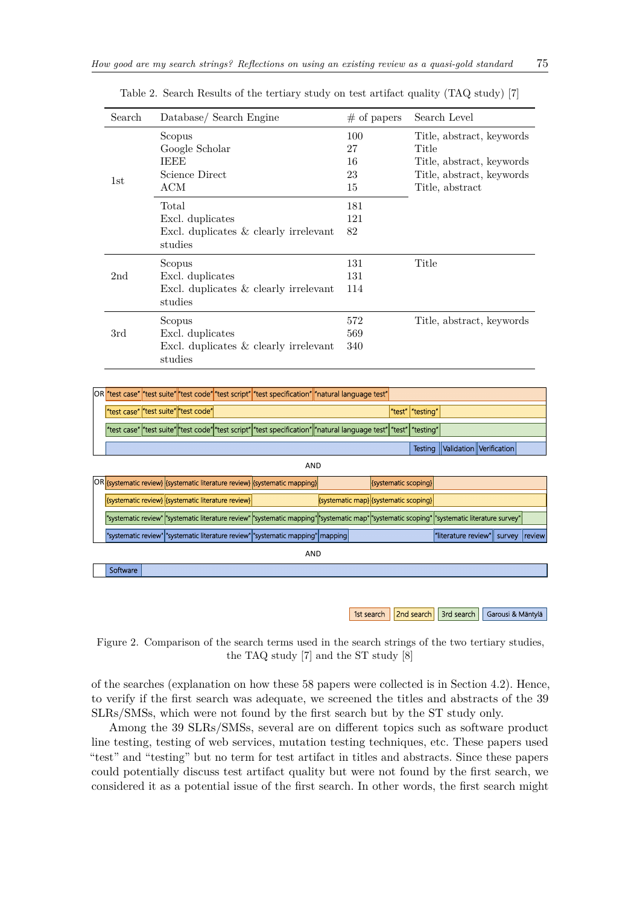Table 2. Search Results of the tertiary study on test artifact quality (TAQ study) [7]

| Search | Database/ Search Engine | # of papers | Search Level |
|---|---|---|---|
| 1st | Scopus | 100 | Title, abstract, keywords |
| | Google Scholar | 27 | Title |
| | IEEE | 16 | Title, abstract, keywords |
| | Science Direct | 23 | Title, abstract, keywords |
| | ACM | 15 | Title, abstract |
| | Total | 181 | |
| | Excl. duplicates | 121 | |
| | Excl. duplicates & clearly irrelevant studies | 82 | |
| 2nd | Scopus | 131 | Title |
| | Excl. duplicates | 131 | |
| | Excl. duplicates & clearly irrelevant studies | 114 | |
| 3rd | Scopus | 572 | Title, abstract, keywords |
| | Excl. duplicates | 569 | |
| | Excl. duplicates & clearly irrelevant studies | 340 | |

| | 1st search | 2nd search | 3rd search | Garousi & Mäntylä |
|---|---|---|---|---|
| OR | "test case" "test suite" "test code" "test script" "test specification" "natural language test" | "test case" "test suite" "test code" "test" "testing" | "test case" "test suite" "test code" "test script" "test specification" "natural language test" "test" "testing" | Testing Validation Verification |
| AND | | | | |
| OR | {systematic review} {systematic literature review} {systematic mapping} {systematic scoping} | {systematic review} {systematic literature review} {systematic map} {systematic scoping} | "systematic review" "systematic literature review" "systematic mapping" "systematic map" "systematic scoping" "systematic literature survey" | "systematic review" "systematic literature review" "systematic mapping" mapping "literature review" survey review |
| AND | | | | |
| | | | | Software |

Figure 2. Comparison of the search terms used in the search strings of the two tertiary studies, the TAQ study [7] and the ST study [8]

of the searches (explanation on how these 58 papers were collected is in Section 4.2). Hence, to verify if the first search was adequate, we screened the titles and abstracts of the 39 SLRs/SMSs, which were not found by the first search but by the ST study only.

Among the 39 SLRs/SMSs, several are on different topics such as software product line testing, testing of web services, mutation testing techniques, etc. These papers used "test" and "testing" but no term for test artifact in titles and abstracts. Since these papers could potentially discuss test artifact quality but were not found by the first search, we considered it as a potential issue of the first search. In other words, the first search might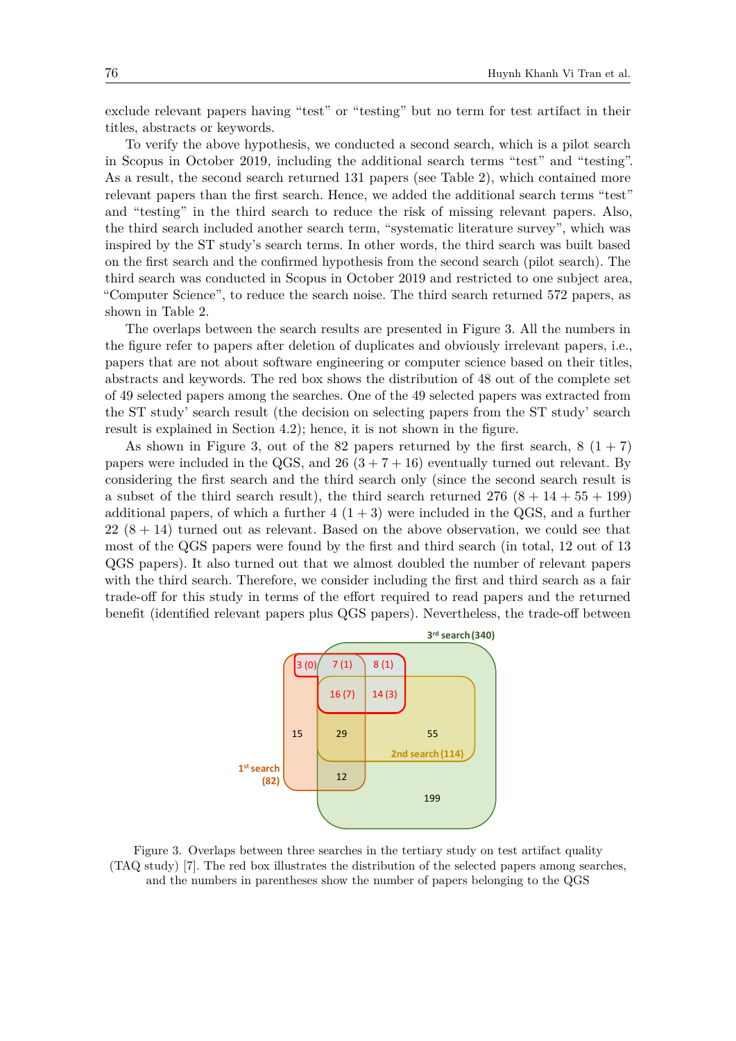exclude relevant papers having "test" or "testing" but no term for test artifact in their titles, abstracts or keywords.

To verify the above hypothesis, we conducted a second search, which is a pilot search in Scopus in October 2019, including the additional search terms "test" and "testing". As a result, the second search returned 131 papers (see Table 2), which contained more relevant papers than the first search. Hence, we added the additional search terms "test" and "testing" in the third search to reduce the risk of missing relevant papers. Also, the third search included another search term, "systematic literature survey", which was inspired by the ST study's search terms. In other words, the third search was built based on the first search and the confirmed hypothesis from the second search (pilot search). The third search was conducted in Scopus in October 2019 and restricted to one subject area, "Computer Science", to reduce the search noise. The third search returned 572 papers, as shown in Table 2.

The overlaps between the search results are presented in Figure 3. All the numbers in the figure refer to papers after deletion of duplicates and obviously irrelevant papers, i.e., papers that are not about software engineering or computer science based on their titles, abstracts and keywords. The red box shows the distribution of 48 out of the complete set of 49 selected papers among the searches. One of the 49 selected papers was extracted from the ST study' search result (the decision on selecting papers from the ST study' search result is explained in Section 4.2); hence, it is not shown in the figure.

As shown in Figure 3, out of the 82 papers returned by the first search, 8 $(1 + 7)$ papers were included in the QGS, and 26 $(3 + 7 + 16)$ eventually turned out relevant. By considering the first search and the third search only (since the second search result is a subset of the third search result), the third search returned 276 $(8 + 14 + 55 + 199)$ additional papers, of which a further 4 $(1 + 3)$ were included in the QGS, and a further 22 $(8 + 14)$ turned out as relevant. Based on the above observation, we could see that most of the QGS papers were found by the first and third search (in total, 12 out of 13 QGS papers). It also turned out that we almost doubled the number of relevant papers with the third search. Therefore, we consider including the first and third search as a fair trade-off for this study in terms of the effort required to read papers and the returned benefit (identified relevant papers plus QGS papers). Nevertheless, the trade-off between

Figure 3. Overlaps between three searches in the tertiary study on test artifact quality (TAQ study) [7]. The red box illustrates the distribution of the selected papers among searches, and the numbers in parentheses show the number of papers belonging to the QGS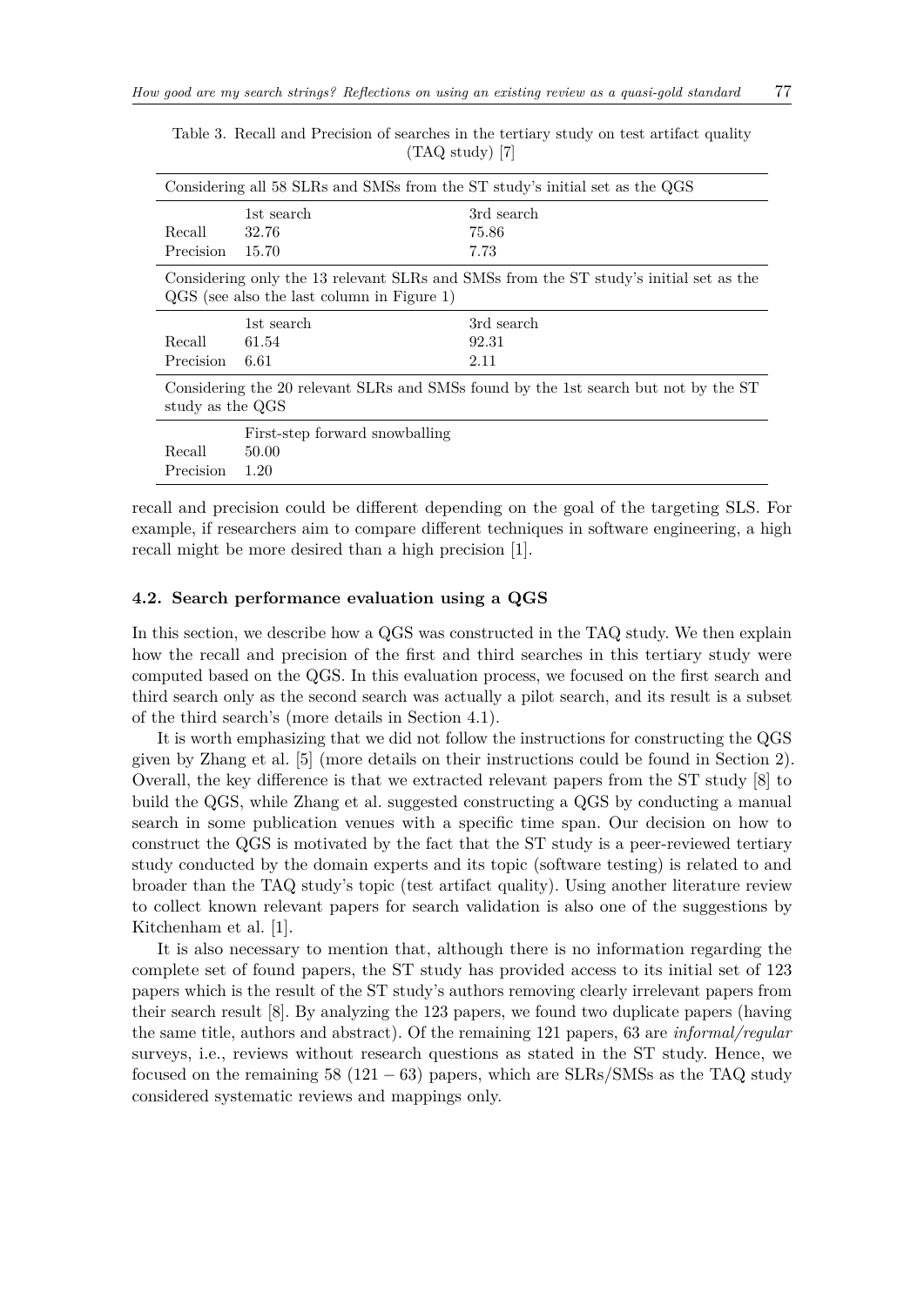Table 3. Recall and Precision of searches in the tertiary study on test artifact quality (TAQ study) [7]

| Considering all 58 SLRs and SMSs from the ST study's initial set as the QGS | | |
|---|---|---|
| | 1st search | 3rd search |
| Recall | 32.76 | 75.86 |
| Precision | 15.70 | 7.73 |
| Considering only the 13 relevant SLRs and SMSs from the ST study's initial set as the QGS (see also the last column in Figure 1) | | |
| | 1st search | 3rd search |
| Recall | 61.54 | 92.31 |
| Precision | 6.61 | 2.11 |
| Considering the 20 relevant SLRs and SMSs found by the 1st search but not by the ST study as the QGS | | |
| | First-step forward snowballing | |
| Recall | 50.00 | |
| Precision | 1.20 | |

recall and precision could be different depending on the goal of the targeting SLS. For example, if researchers aim to compare different techniques in software engineering, a high recall might be more desired than a high precision [1].

### 4.2. Search performance evaluation using a QGS

In this section, we describe how a QGS was constructed in the TAQ study. We then explain how the recall and precision of the first and third searches in this tertiary study were computed based on the QGS. In this evaluation process, we focused on the first search and third search only as the second search was actually a pilot search, and its result is a subset of the third search's (more details in Section 4.1).

It is worth emphasizing that we did not follow the instructions for constructing the QGS given by Zhang et al. [5] (more details on their instructions could be found in Section 2). Overall, the key difference is that we extracted relevant papers from the ST study [8] to build the QGS, while Zhang et al. suggested constructing a QGS by conducting a manual search in some publication venues with a specific time span. Our decision on how to construct the QGS is motivated by the fact that the ST study is a peer-reviewed tertiary study conducted by the domain experts and its topic (software testing) is related to and broader than the TAQ study's topic (test artifact quality). Using another literature review to collect known relevant papers for search validation is also one of the suggestions by Kitchenham et al. [1].

It is also necessary to mention that, although there is no information regarding the complete set of found papers, the ST study has provided access to its initial set of 123 papers which is the result of the ST study's authors removing clearly irrelevant papers from their search result [8]. By analyzing the 123 papers, we found two duplicate papers (having the same title, authors and abstract). Of the remaining 121 papers, 63 are *informal/regular* surveys, i.e., reviews without research questions as stated in the ST study. Hence, we focused on the remaining 58 ($121 - 63$) papers, which are SLRs/SMSs as the TAQ study considered systematic reviews and mappings only.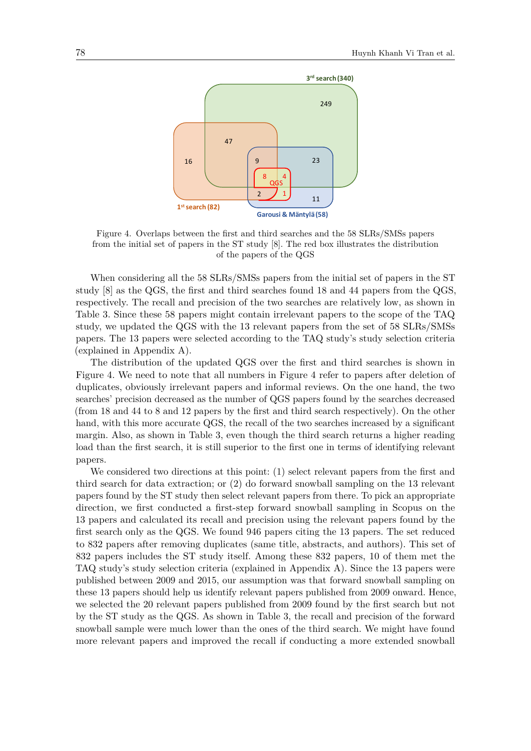Figure 4. Overlaps between the first and third searches and the 58 SLRs/SMSs papers from the initial set of papers in the ST study [8]. The red box illustrates the distribution of the papers of the QGS

When considering all the 58 SLRs/SMSs papers from the initial set of papers in the ST study [8] as the QGS, the first and third searches found 18 and 44 papers from the QGS, respectively. The recall and precision of the two searches are relatively low, as shown in Table 3. Since these 58 papers might contain irrelevant papers to the scope of the TAQ study, we updated the QGS with the 13 relevant papers from the set of 58 SLRs/SMSs papers. The 13 papers were selected according to the TAQ study's study selection criteria (explained in Appendix A).

The distribution of the updated QGS over the first and third searches is shown in Figure 4. We need to note that all numbers in Figure 4 refer to papers after deletion of duplicates, obviously irrelevant papers and informal reviews. On the one hand, the two searches' precision decreased as the number of QGS papers found by the searches decreased (from 18 and 44 to 8 and 12 papers by the first and third search respectively). On the other hand, with this more accurate QGS, the recall of the two searches increased by a significant margin. Also, as shown in Table 3, even though the third search returns a higher reading load than the first search, it is still superior to the first one in terms of identifying relevant papers.

We considered two directions at this point: (1) select relevant papers from the first and third search for data extraction; or (2) do forward snowball sampling on the 13 relevant papers found by the ST study then select relevant papers from there. To pick an appropriate direction, we first conducted a first-step forward snowball sampling in Scopus on the 13 papers and calculated its recall and precision using the relevant papers found by the first search only as the QGS. We found 946 papers citing the 13 papers. The set reduced to 832 papers after removing duplicates (same title, abstracts, and authors). This set of 832 papers includes the ST study itself. Among these 832 papers, 10 of them met the TAQ study's study selection criteria (explained in Appendix A). Since the 13 papers were published between 2009 and 2015, our assumption was that forward snowball sampling on these 13 papers should help us identify relevant papers published from 2009 onward. Hence, we selected the 20 relevant papers published from 2009 found by the first search but not by the ST study as the QGS. As shown in Table 3, the recall and precision of the forward snowball sample were much lower than the ones of the third search. We might have found more relevant papers and improved the recall if conducting a more extended snowball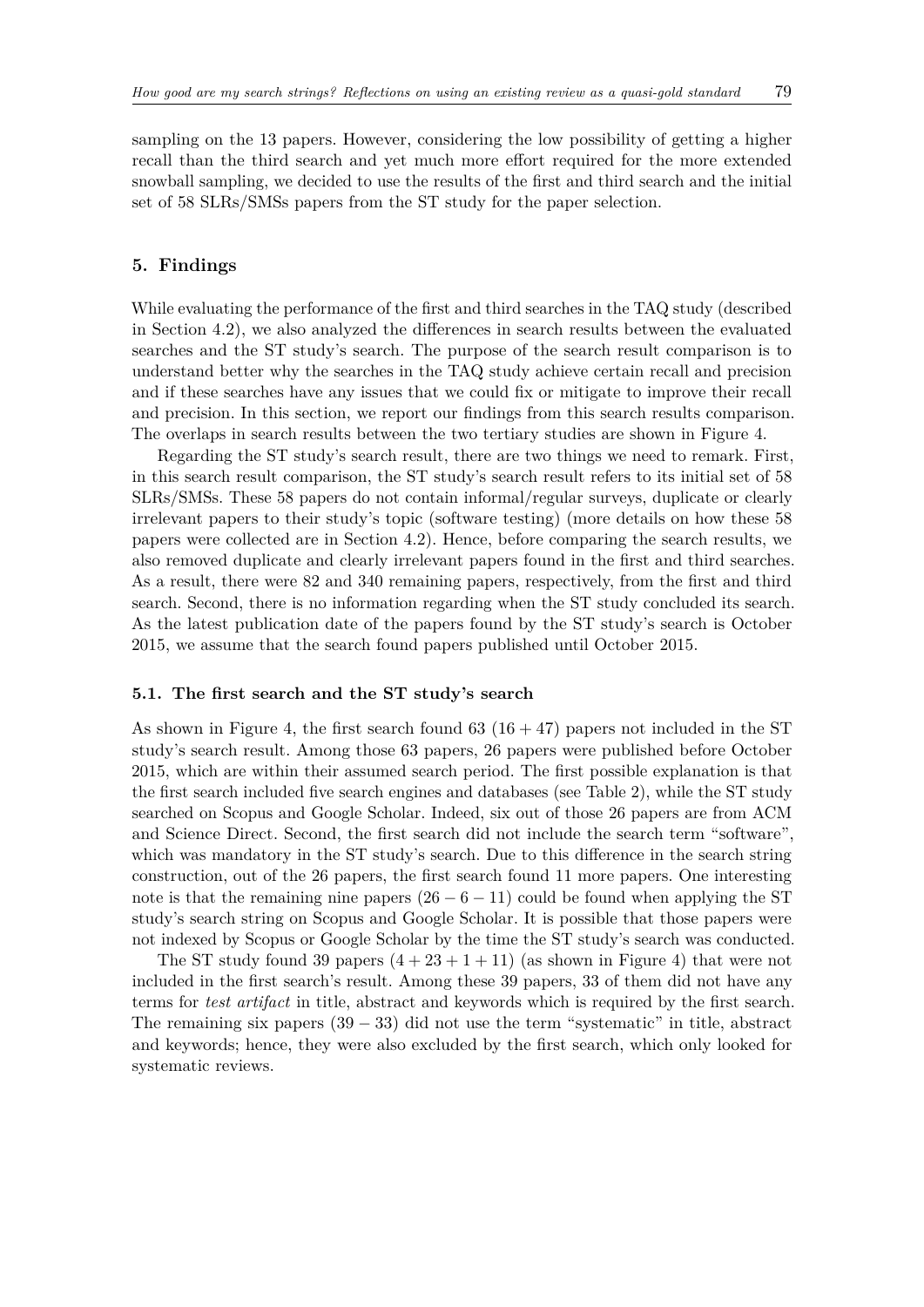sampling on the 13 papers. However, considering the low possibility of getting a higher recall than the third search and yet much more effort required for the more extended snowball sampling, we decided to use the results of the first and third search and the initial set of 58 SLRs/SMSs papers from the ST study for the paper selection.

## 5. Findings

While evaluating the performance of the first and third searches in the TAQ study (described in Section 4.2), we also analyzed the differences in search results between the evaluated searches and the ST study's search. The purpose of the search result comparison is to understand better why the searches in the TAQ study achieve certain recall and precision and if these searches have any issues that we could fix or mitigate to improve their recall and precision. In this section, we report our findings from this search results comparison. The overlaps in search results between the two tertiary studies are shown in Figure 4.

Regarding the ST study's search result, there are two things we need to remark. First, in this search result comparison, the ST study's search result refers to its initial set of 58 SLRs/SMSs. These 58 papers do not contain informal/regular surveys, duplicate or clearly irrelevant papers to their study's topic (software testing) (more details on how these 58 papers were collected are in Section 4.2). Hence, before comparing the search results, we also removed duplicate and clearly irrelevant papers found in the first and third searches. As a result, there were 82 and 340 remaining papers, respectively, from the first and third search. Second, there is no information regarding when the ST study concluded its search. As the latest publication date of the papers found by the ST study's search is October 2015, we assume that the search found papers published until October 2015.

### 5.1. The first search and the ST study's search

As shown in Figure 4, the first search found 63 $(16 + 47)$ papers not included in the ST study's search result. Among those 63 papers, 26 papers were published before October 2015, which are within their assumed search period. The first possible explanation is that the first search included five search engines and databases (see Table 2), while the ST study searched on Scopus and Google Scholar. Indeed, six out of those 26 papers are from ACM and Science Direct. Second, the first search did not include the search term "software", which was mandatory in the ST study's search. Due to this difference in the search string construction, out of the 26 papers, the first search found 11 more papers. One interesting note is that the remaining nine papers $(26 - 6 - 11)$ could be found when applying the ST study's search string on Scopus and Google Scholar. It is possible that those papers were not indexed by Scopus or Google Scholar by the time the ST study's search was conducted.

The ST study found 39 papers $(4 + 23 + 1 + 11)$ (as shown in Figure 4) that were not included in the first search's result. Among these 39 papers, 33 of them did not have any terms for *test artifact* in title, abstract and keywords which is required by the first search. The remaining six papers $(39 - 33)$ did not use the term "systematic" in title, abstract and keywords; hence, they were also excluded by the first search, which only looked for systematic reviews.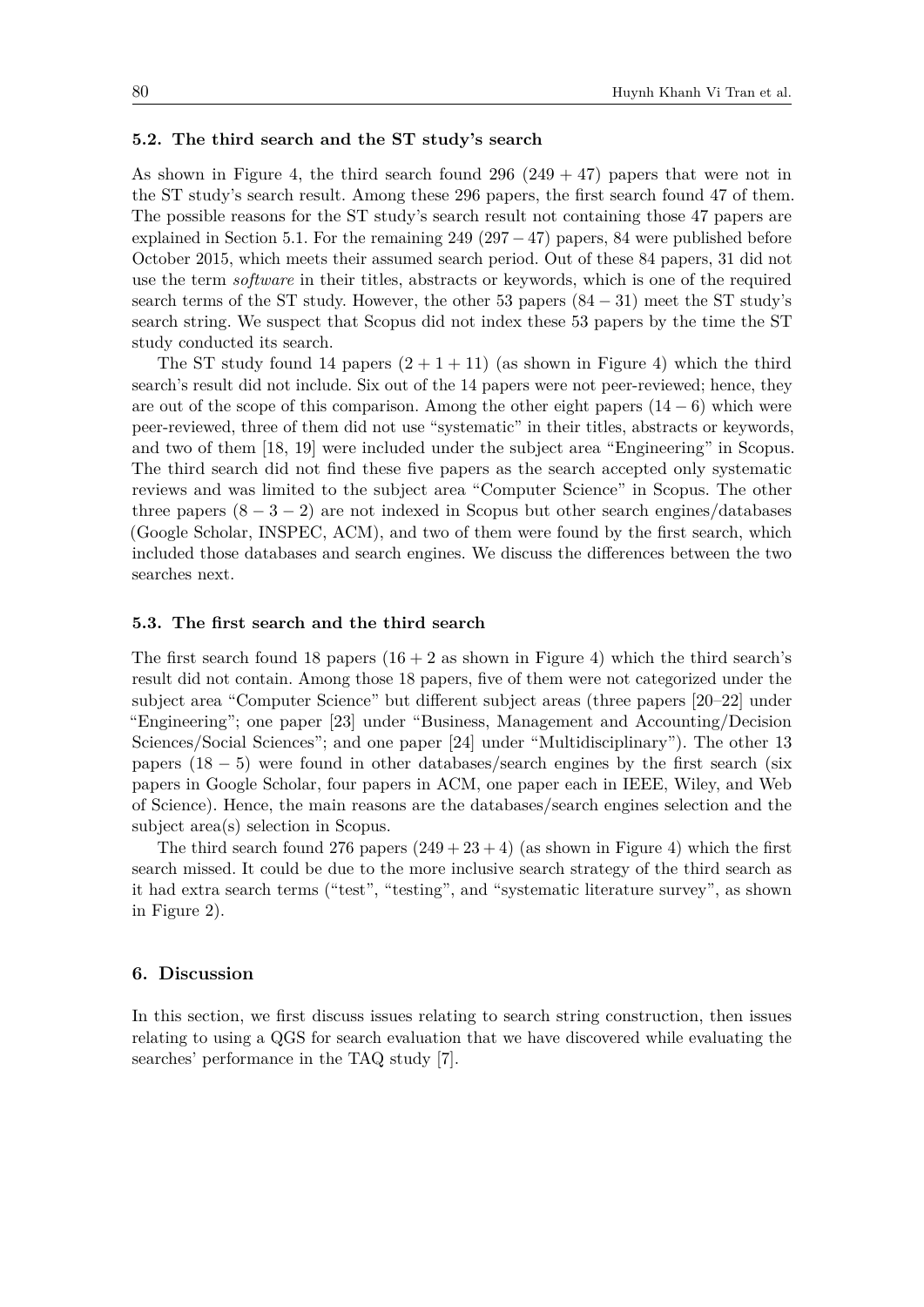### 5.2. The third search and the ST study's search

As shown in Figure 4, the third search found 296 $(249 + 47)$ papers that were not in the ST study's search result. Among these 296 papers, the first search found 47 of them. The possible reasons for the ST study's search result not containing those 47 papers are explained in Section 5.1. For the remaining 249 $(297 - 47)$ papers, 84 were published before October 2015, which meets their assumed search period. Out of these 84 papers, 31 did not use the term *software* in their titles, abstracts or keywords, which is one of the required search terms of the ST study. However, the other 53 papers $(84 - 31)$ meet the ST study's search string. We suspect that Scopus did not index these 53 papers by the time the ST study conducted its search.

The ST study found 14 papers $(2 + 1 + 11)$ (as shown in Figure 4) which the third search's result did not include. Six out of the 14 papers were not peer-reviewed; hence, they are out of the scope of this comparison. Among the other eight papers $(14 - 6)$ which were peer-reviewed, three of them did not use "systematic" in their titles, abstracts or keywords, and two of them [18, 19] were included under the subject area "Engineering" in Scopus. The third search did not find these five papers as the search accepted only systematic reviews and was limited to the subject area "Computer Science" in Scopus. The other three papers $(8 - 3 - 2)$ are not indexed in Scopus but other search engines/databases (Google Scholar, INSPEC, ACM), and two of them were found by the first search, which included those databases and search engines. We discuss the differences between the two searches next.

### 5.3. The first search and the third search

The first search found 18 papers $(16 + 2$ as shown in Figure 4) which the third search's result did not contain. Among those 18 papers, five of them were not categorized under the subject area "Computer Science" but different subject areas (three papers [20–22] under "Engineering"; one paper [23] under "Business, Management and Accounting/Decision Sciences/Social Sciences"; and one paper [24] under "Multidisciplinary"). The other 13 papers $(18 - 5)$ were found in other databases/search engines by the first search (six papers in Google Scholar, four papers in ACM, one paper each in IEEE, Wiley, and Web of Science). Hence, the main reasons are the databases/search engines selection and the subject area(s) selection in Scopus.

The third search found 276 papers $(249 + 23 + 4)$ (as shown in Figure 4) which the first search missed. It could be due to the more inclusive search strategy of the third search as it had extra search terms ("test", "testing", and "systematic literature survey", as shown in Figure 2).

## 6. Discussion

In this section, we first discuss issues relating to search string construction, then issues relating to using a QGS for search evaluation that we have discovered while evaluating the searches' performance in the TAQ study [7].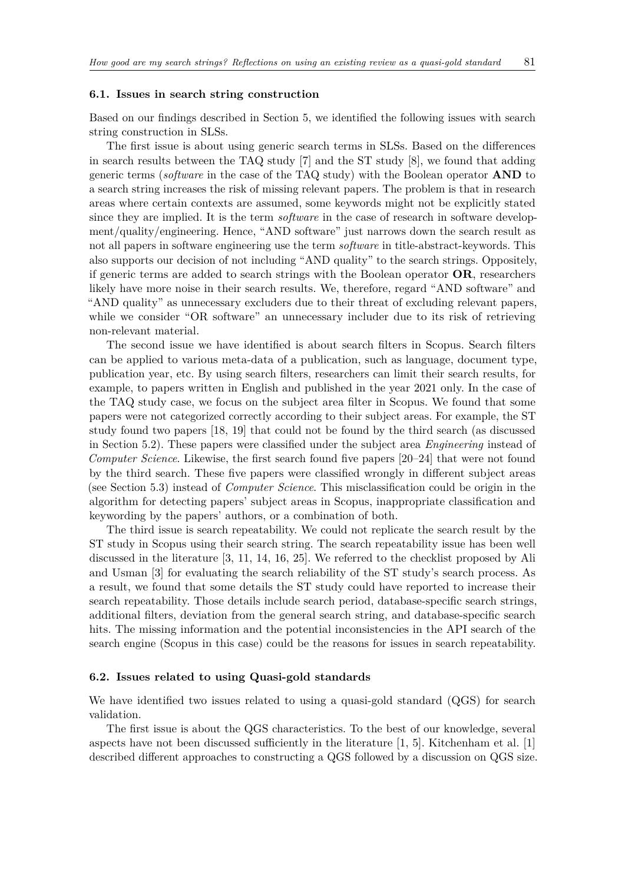### 6.1. Issues in search string construction

Based on our findings described in Section 5, we identified the following issues with search string construction in SLSs.

The first issue is about using generic search terms in SLSs. Based on the differences in search results between the TAQ study [7] and the ST study [8], we found that adding generic terms (*software* in the case of the TAQ study) with the Boolean operator **AND** to a search string increases the risk of missing relevant papers. The problem is that in research areas where certain contexts are assumed, some keywords might not be explicitly stated since they are implied. It is the term *software* in the case of research in software development/quality/engineering. Hence, "AND software" just narrows down the search result as not all papers in software engineering use the term *software* in title-abstract-keywords. This also supports our decision of not including "AND quality" to the search strings. Oppositely, if generic terms are added to search strings with the Boolean operator **OR**, researchers likely have more noise in their search results. We, therefore, regard "AND software" and "AND quality" as unnecessary excluders due to their threat of excluding relevant papers, while we consider "OR software" an unnecessary includer due to its risk of retrieving non-relevant material.

The second issue we have identified is about search filters in Scopus. Search filters can be applied to various meta-data of a publication, such as language, document type, publication year, etc. By using search filters, researchers can limit their search results, for example, to papers written in English and published in the year 2021 only. In the case of the TAQ study case, we focus on the subject area filter in Scopus. We found that some papers were not categorized correctly according to their subject areas. For example, the ST study found two papers [18, 19] that could not be found by the third search (as discussed in Section 5.2). These papers were classified under the subject area *Engineering* instead of *Computer Science*. Likewise, the first search found five papers [20–24] that were not found by the third search. These five papers were classified wrongly in different subject areas (see Section 5.3) instead of *Computer Science*. This misclassification could be origin in the algorithm for detecting papers' subject areas in Scopus, inappropriate classification and keywording by the papers' authors, or a combination of both.

The third issue is search repeatability. We could not replicate the search result by the ST study in Scopus using their search string. The search repeatability issue has been well discussed in the literature [3, 11, 14, 16, 25]. We referred to the checklist proposed by Ali and Usman [3] for evaluating the search reliability of the ST study's search process. As a result, we found that some details the ST study could have reported to increase their search repeatability. Those details include search period, database-specific search strings, additional filters, deviation from the general search string, and database-specific search hits. The missing information and the potential inconsistencies in the API search of the search engine (Scopus in this case) could be the reasons for issues in search repeatability.

### 6.2. Issues related to using Quasi-gold standards

We have identified two issues related to using a quasi-gold standard (QGS) for search validation.

The first issue is about the QGS characteristics. To the best of our knowledge, several aspects have not been discussed sufficiently in the literature [1, 5]. Kitchenham et al. [1] described different approaches to constructing a QGS followed by a discussion on QGS size.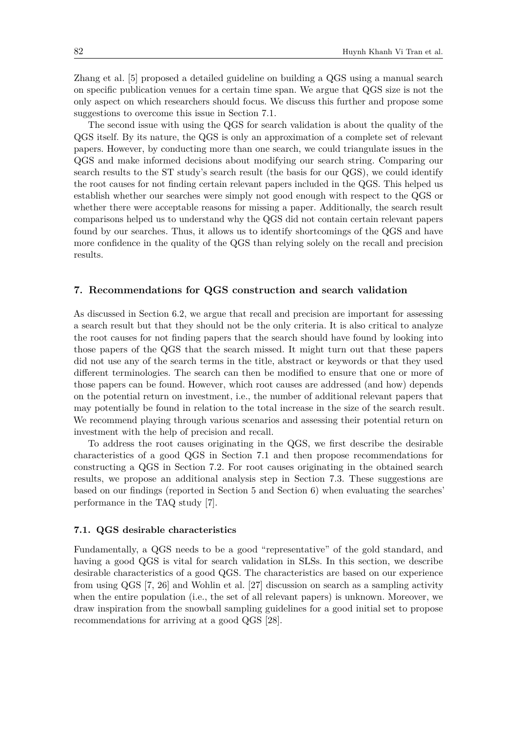Zhang et al. [5] proposed a detailed guideline on building a QGS using a manual search on specific publication venues for a certain time span. We argue that QGS size is not the only aspect on which researchers should focus. We discuss this further and propose some suggestions to overcome this issue in Section 7.1.

The second issue with using the QGS for search validation is about the quality of the QGS itself. By its nature, the QGS is only an approximation of a complete set of relevant papers. However, by conducting more than one search, we could triangulate issues in the QGS and make informed decisions about modifying our search string. Comparing our search results to the ST study's search result (the basis for our QGS), we could identify the root causes for not finding certain relevant papers included in the QGS. This helped us establish whether our searches were simply not good enough with respect to the QGS or whether there were acceptable reasons for missing a paper. Additionally, the search result comparisons helped us to understand why the QGS did not contain certain relevant papers found by our searches. Thus, it allows us to identify shortcomings of the QGS and have more confidence in the quality of the QGS than relying solely on the recall and precision results.

## 7. Recommendations for QGS construction and search validation

As discussed in Section 6.2, we argue that recall and precision are important for assessing a search result but that they should not be the only criteria. It is also critical to analyze the root causes for not finding papers that the search should have found by looking into those papers of the QGS that the search missed. It might turn out that these papers did not use any of the search terms in the title, abstract or keywords or that they used different terminologies. The search can then be modified to ensure that one or more of those papers can be found. However, which root causes are addressed (and how) depends on the potential return on investment, i.e., the number of additional relevant papers that may potentially be found in relation to the total increase in the size of the search result. We recommend playing through various scenarios and assessing their potential return on investment with the help of precision and recall.

To address the root causes originating in the QGS, we first describe the desirable characteristics of a good QGS in Section 7.1 and then propose recommendations for constructing a QGS in Section 7.2. For root causes originating in the obtained search results, we propose an additional analysis step in Section 7.3. These suggestions are based on our findings (reported in Section 5 and Section 6) when evaluating the searches' performance in the TAQ study [7].

### 7.1. QGS desirable characteristics

Fundamentally, a QGS needs to be a good "representative" of the gold standard, and having a good QGS is vital for search validation in SLSs. In this section, we describe desirable characteristics of a good QGS. The characteristics are based on our experience from using QGS [7, 26] and Wohlin et al. [27] discussion on search as a sampling activity when the entire population (i.e., the set of all relevant papers) is unknown. Moreover, we draw inspiration from the snowball sampling guidelines for a good initial set to propose recommendations for arriving at a good QGS [28].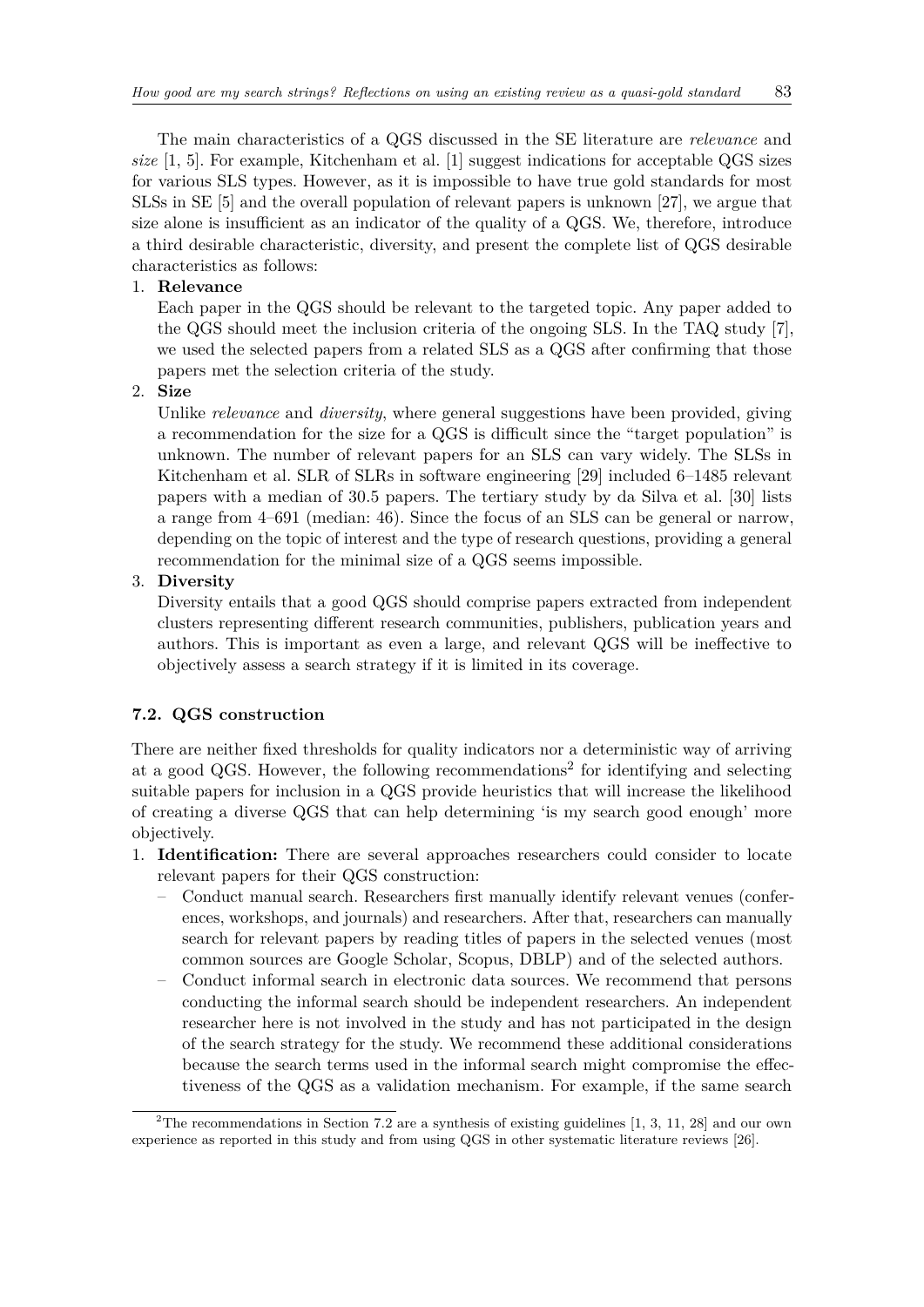The main characteristics of a QGS discussed in the SE literature are *relevance* and *size* [1, 5]. For example, Kitchenham et al. [1] suggest indications for acceptable QGS sizes for various SLS types. However, as it is impossible to have true gold standards for most SLSs in SE [5] and the overall population of relevant papers is unknown [27], we argue that size alone is insufficient as an indicator of the quality of a QGS. We, therefore, introduce a third desirable characteristic, diversity, and present the complete list of QGS desirable characteristics as follows:

1. **Relevance**
   Each paper in the QGS should be relevant to the targeted topic. Any paper added to the QGS should meet the inclusion criteria of the ongoing SLS. In the TAQ study [7], we used the selected papers from a related SLS as a QGS after confirming that those papers met the selection criteria of the study.
2. **Size**
   Unlike *relevance* and *diversity*, where general suggestions have been provided, giving a recommendation for the size for a QGS is difficult since the "target population" is unknown. The number of relevant papers for an SLS can vary widely. The SLSs in Kitchenham et al. SLR of SLRs in software engineering [29] included 6–1485 relevant papers with a median of 30.5 papers. The tertiary study by da Silva et al. [30] lists a range from 4–691 (median: 46). Since the focus of an SLS can be general or narrow, depending on the topic of interest and the type of research questions, providing a general recommendation for the minimal size of a QGS seems impossible.
3. **Diversity**
   Diversity entails that a good QGS should comprise papers extracted from independent clusters representing different research communities, publishers, publication years and authors. This is important as even a large, and relevant QGS will be ineffective to objectively assess a search strategy if it is limited in its coverage.

### 7.2. QGS construction

There are neither fixed thresholds for quality indicators nor a deterministic way of arriving at a good QGS. However, the following recommendations[2] for identifying and selecting suitable papers for inclusion in a QGS provide heuristics that will increase the likelihood of creating a diverse QGS that can help determining 'is my search good enough' more objectively.

1. **Identification:** There are several approaches researchers could consider to locate relevant papers for their QGS construction:
   - Conduct manual search. Researchers first manually identify relevant venues (conferences, workshops, and journals) and researchers. After that, researchers can manually search for relevant papers by reading titles of papers in the selected venues (most common sources are Google Scholar, Scopus, DBLP) and of the selected authors.
   - Conduct informal search in electronic data sources. We recommend that persons conducting the informal search should be independent researchers. An independent researcher here is not involved in the study and has not participated in the design of the search strategy for the study. We recommend these additional considerations because the search terms used in the informal search might compromise the effectiveness of the QGS as a validation mechanism. For example, if the same search

[2] The recommendations in Section 7.2 are a synthesis of existing guidelines [1, 3, 11, 28] and our own experience as reported in this study and from using QGS in other systematic literature reviews [26].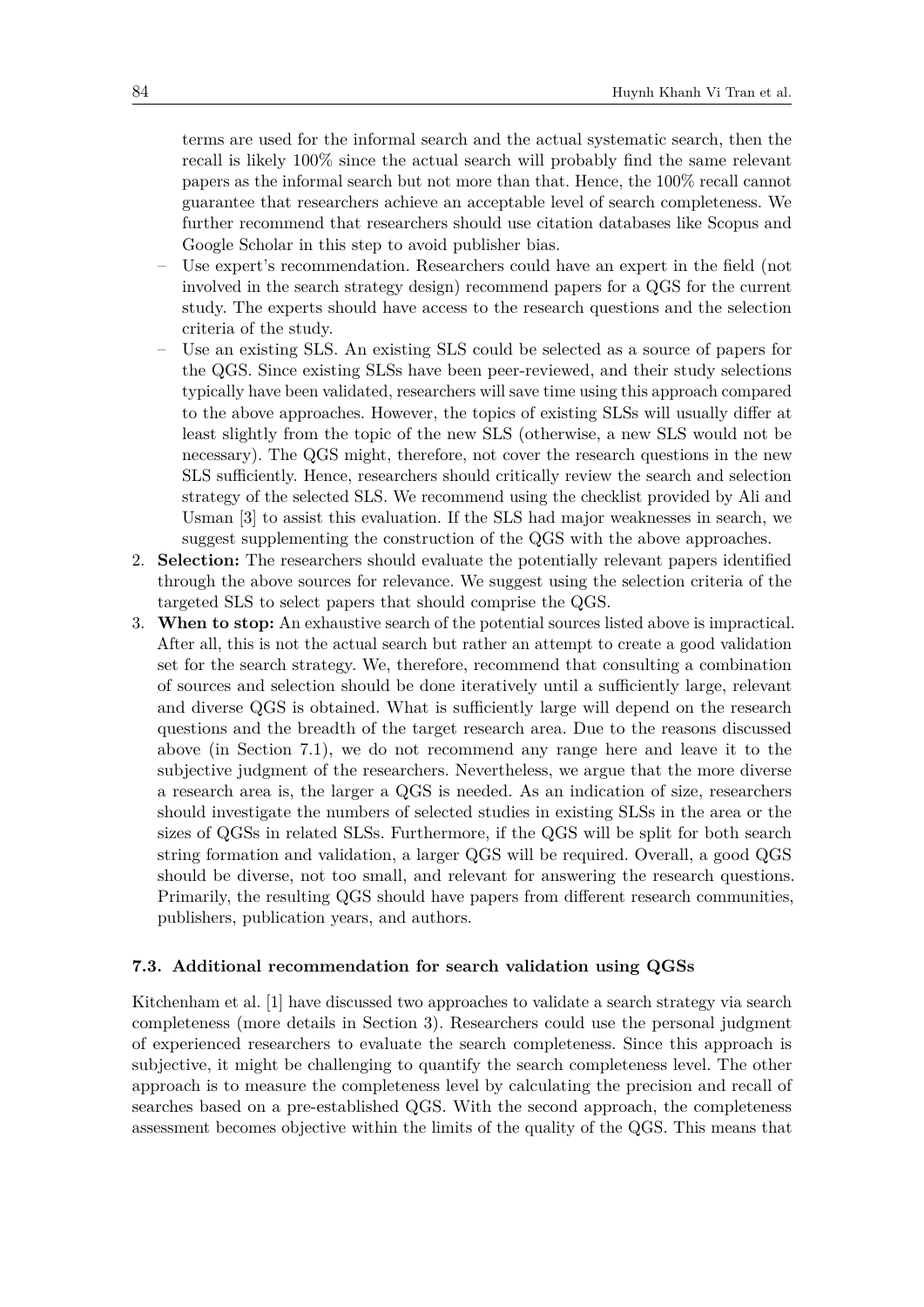terms are used for the informal search and the actual systematic search, then the recall is likely 100% since the actual search will probably find the same relevant papers as the informal search but not more than that. Hence, the 100% recall cannot guarantee that researchers achieve an acceptable level of search completeness. We further recommend that researchers should use citation databases like Scopus and Google Scholar in this step to avoid publisher bias.

   - Use expert's recommendation. Researchers could have an expert in the field (not involved in the search strategy design) recommend papers for a QGS for the current study. The experts should have access to the research questions and the selection criteria of the study.
   - Use an existing SLS. An existing SLS could be selected as a source of papers for the QGS. Since existing SLSs have been peer-reviewed, and their study selections typically have been validated, researchers will save time using this approach compared to the above approaches. However, the topics of existing SLSs will usually differ at least slightly from the topic of the new SLS (otherwise, a new SLS would not be necessary). The QGS might, therefore, not cover the research questions in the new SLS sufficiently. Hence, researchers should critically review the search and selection strategy of the selected SLS. We recommend using the checklist provided by Ali and Usman [3] to assist this evaluation. If the SLS had major weaknesses in search, we suggest supplementing the construction of the QGS with the above approaches.

2. **Selection:** The researchers should evaluate the potentially relevant papers identified through the above sources for relevance. We suggest using the selection criteria of the targeted SLS to select papers that should comprise the QGS.
3. **When to stop:** An exhaustive search of the potential sources listed above is impractical. After all, this is not the actual search but rather an attempt to create a good validation set for the search strategy. We, therefore, recommend that consulting a combination of sources and selection should be done iteratively until a sufficiently large, relevant and diverse QGS is obtained. What is sufficiently large will depend on the research questions and the breadth of the target research area. Due to the reasons discussed above (in Section 7.1), we do not recommend any range here and leave it to the subjective judgment of the researchers. Nevertheless, we argue that the more diverse a research area is, the larger a QGS is needed. As an indication of size, researchers should investigate the numbers of selected studies in existing SLSs in the area or the sizes of QGSs in related SLSs. Furthermore, if the QGS will be split for both search string formation and validation, a larger QGS will be required. Overall, a good QGS should be diverse, not too small, and relevant for answering the research questions. Primarily, the resulting QGS should have papers from different research communities, publishers, publication years, and authors.

### 7.3. Additional recommendation for search validation using QGSs

Kitchenham et al. [1] have discussed two approaches to validate a search strategy via search completeness (more details in Section 3). Researchers could use the personal judgment of experienced researchers to evaluate the search completeness. Since this approach is subjective, it might be challenging to quantify the search completeness level. The other approach is to measure the completeness level by calculating the precision and recall of searches based on a pre-established QGS. With the second approach, the completeness assessment becomes objective within the limits of the quality of the QGS. This means that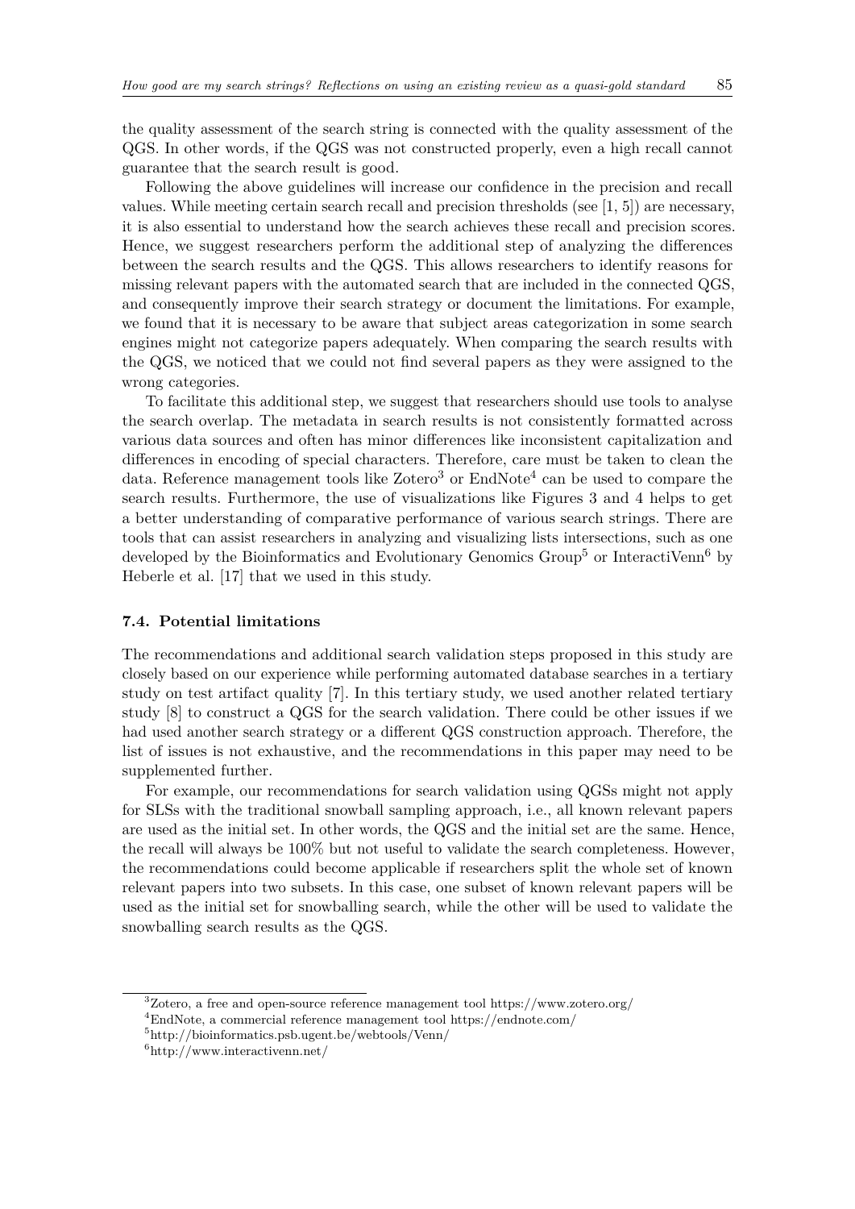the quality assessment of the search string is connected with the quality assessment of the QGS. In other words, if the QGS was not constructed properly, even a high recall cannot guarantee that the search result is good.

Following the above guidelines will increase our confidence in the precision and recall values. While meeting certain search recall and precision thresholds (see [1, 5]) are necessary, it is also essential to understand how the search achieves these recall and precision scores. Hence, we suggest researchers perform the additional step of analyzing the differences between the search results and the QGS. This allows researchers to identify reasons for missing relevant papers with the automated search that are included in the connected QGS, and consequently improve their search strategy or document the limitations. For example, we found that it is necessary to be aware that subject areas categorization in some search engines might not categorize papers adequately. When comparing the search results with the QGS, we noticed that we could not find several papers as they were assigned to the wrong categories.

To facilitate this additional step, we suggest that researchers should use tools to analyse the search overlap. The metadata in search results is not consistently formatted across various data sources and often has minor differences like inconsistent capitalization and differences in encoding of special characters. Therefore, care must be taken to clean the data. Reference management tools like Zotero[3] or EndNote[4] can be used to compare the search results. Furthermore, the use of visualizations like Figures 3 and 4 helps to get a better understanding of comparative performance of various search strings. There are tools that can assist researchers in analyzing and visualizing lists intersections, such as one developed by the Bioinformatics and Evolutionary Genomics Group[5] or InteractiVenn[6] by Heberle et al. [17] that we used in this study.

### 7.4. Potential limitations

The recommendations and additional search validation steps proposed in this study are closely based on our experience while performing automated database searches in a tertiary study on test artifact quality [7]. In this tertiary study, we used another related tertiary study [8] to construct a QGS for the search validation. There could be other issues if we had used another search strategy or a different QGS construction approach. Therefore, the list of issues is not exhaustive, and the recommendations in this paper may need to be supplemented further.

For example, our recommendations for search validation using QGSs might not apply for SLSs with the traditional snowball sampling approach, i.e., all known relevant papers are used as the initial set. In other words, the QGS and the initial set are the same. Hence, the recall will always be 100% but not useful to validate the search completeness. However, the recommendations could become applicable if researchers split the whole set of known relevant papers into two subsets. In this case, one subset of known relevant papers will be used as the initial set for snowballing search, while the other will be used to validate the snowballing search results as the QGS.

---

[3] Zotero, a free and open-source reference management tool https://www.zotero.org/

[4] EndNote, a commercial reference management tool https://endnote.com/

[5] http://bioinformatics.psb.ugent.be/webtools/Venn/

[6] http://www.interactivenn.net/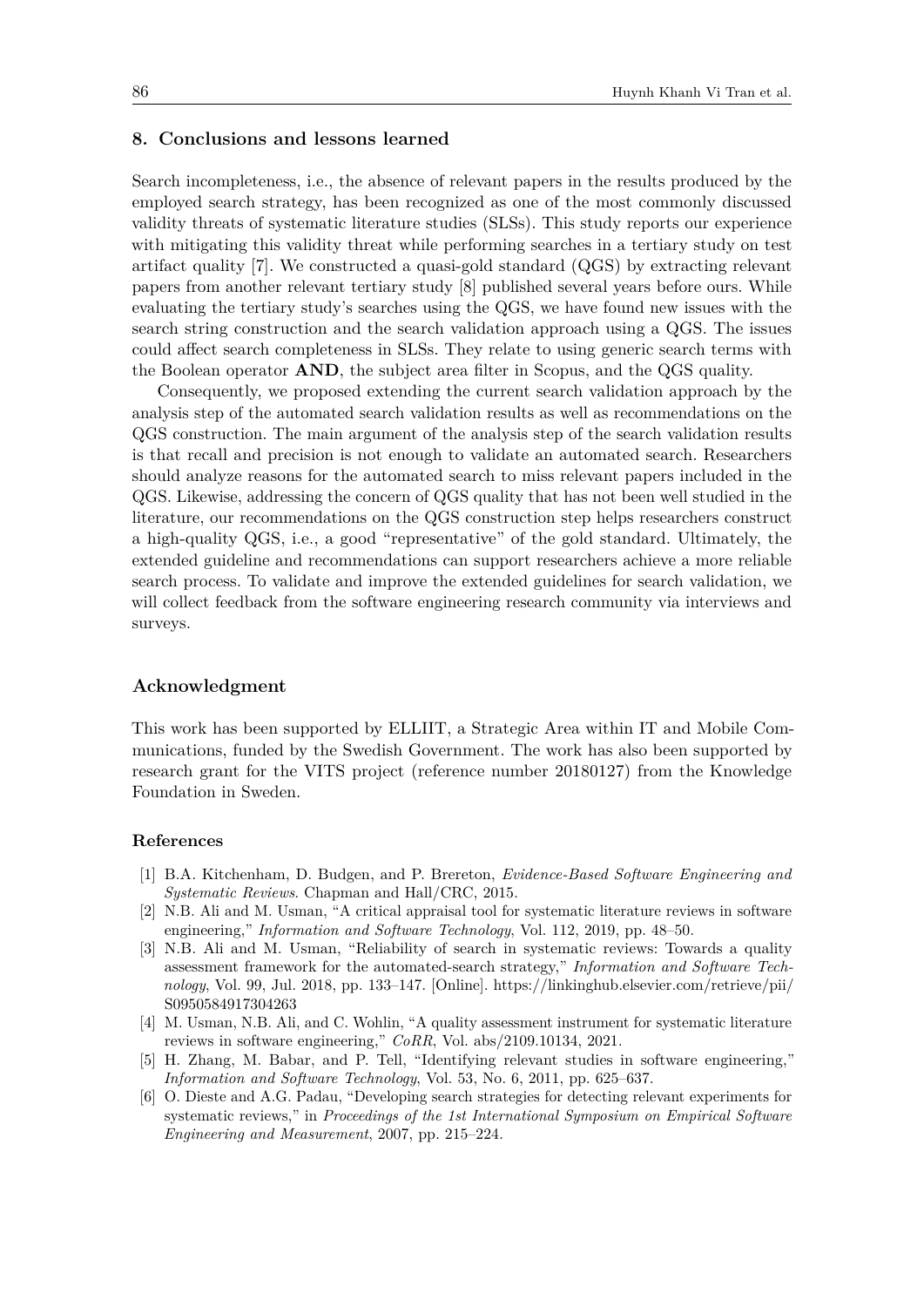## 8. Conclusions and lessons learned

Search incompleteness, i.e., the absence of relevant papers in the results produced by the employed search strategy, has been recognized as one of the most commonly discussed validity threats of systematic literature studies (SLSs). This study reports our experience with mitigating this validity threat while performing searches in a tertiary study on test artifact quality [7]. We constructed a quasi-gold standard (QGS) by extracting relevant papers from another relevant tertiary study [8] published several years before ours. While evaluating the tertiary study's searches using the QGS, we have found new issues with the search string construction and the search validation approach using a QGS. The issues could affect search completeness in SLSs. They relate to using generic search terms with the Boolean operator **AND**, the subject area filter in Scopus, and the QGS quality.

Consequently, we proposed extending the current search validation approach by the analysis step of the automated search validation results as well as recommendations on the QGS construction. The main argument of the analysis step of the search validation results is that recall and precision is not enough to validate an automated search. Researchers should analyze reasons for the automated search to miss relevant papers included in the QGS. Likewise, addressing the concern of QGS quality that has not been well studied in the literature, our recommendations on the QGS construction step helps researchers construct a high-quality QGS, i.e., a good "representative" of the gold standard. Ultimately, the extended guideline and recommendations can support researchers achieve a more reliable search process. To validate and improve the extended guidelines for search validation, we will collect feedback from the software engineering research community via interviews and surveys.

### Acknowledgment

This work has been supported by ELLIIT, a Strategic Area within IT and Mobile Communications, funded by the Swedish Government. The work has also been supported by research grant for the VITS project (reference number 20180127) from the Knowledge Foundation in Sweden.

### References

[1] B.A. Kitchenham, D. Budgen, and P. Brereton, *Evidence-Based Software Engineering and Systematic Reviews*. Chapman and Hall/CRC, 2015.

[2] N.B. Ali and M. Usman, "A critical appraisal tool for systematic literature reviews in software engineering," *Information and Software Technology*, Vol. 112, 2019, pp. 48–50.

[3] N.B. Ali and M. Usman, "Reliability of search in systematic reviews: Towards a quality assessment framework for the automated-search strategy," *Information and Software Technology*, Vol. 99, Jul. 2018, pp. 133–147. [Online]. https://linkinghub.elsevier.com/retrieve/pii/S0950584917304263

[4] M. Usman, N.B. Ali, and C. Wohlin, "A quality assessment instrument for systematic literature reviews in software engineering," *CoRR*, Vol. abs/2109.10134, 2021.

[5] H. Zhang, M. Babar, and P. Tell, "Identifying relevant studies in software engineering," *Information and Software Technology*, Vol. 53, No. 6, 2011, pp. 625–637.

[6] O. Dieste and A.G. Padau, "Developing search strategies for detecting relevant experiments for systematic reviews," in *Proceedings of the 1st International Symposium on Empirical Software Engineering and Measurement*, 2007, pp. 215–224.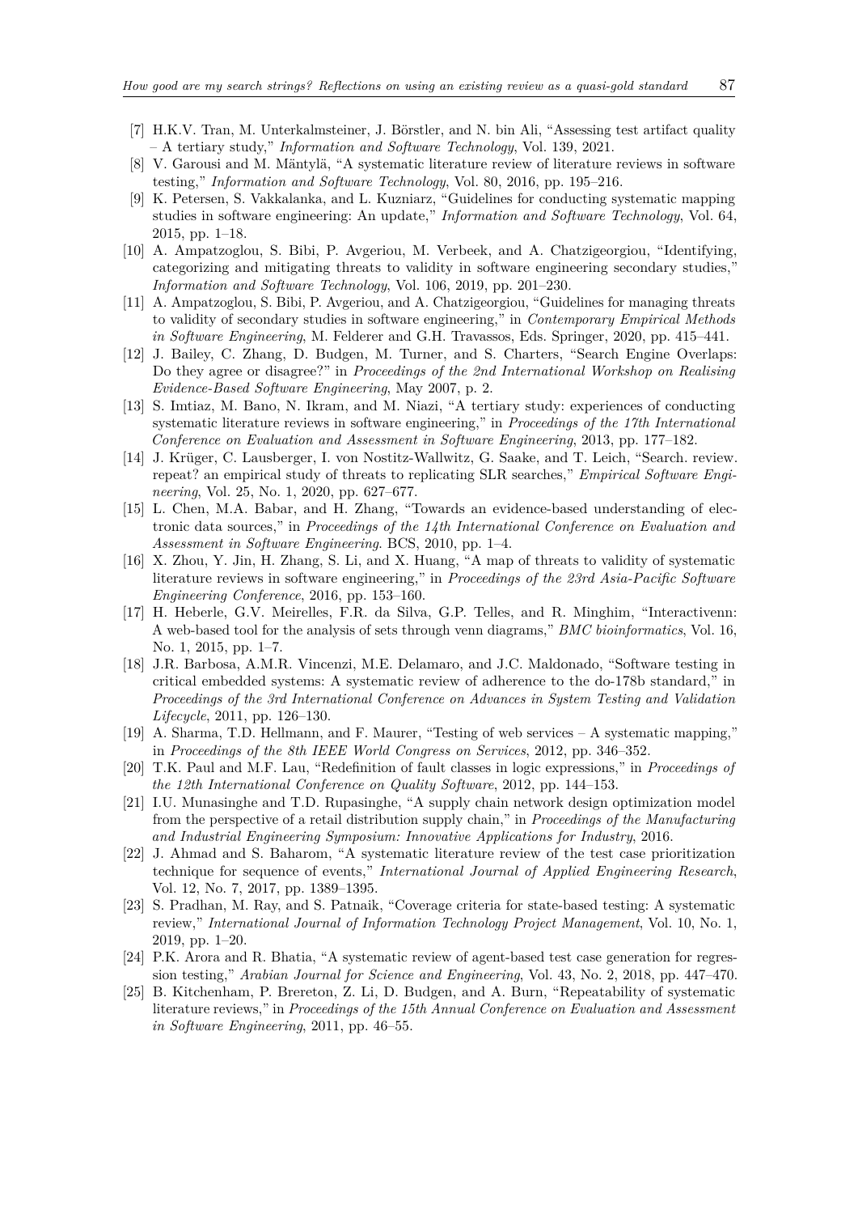[7] H.K.V. Tran, M. Unterkalmsteiner, J. Börstler, and N. bin Ali, "Assessing test artifact quality – A tertiary study," *Information and Software Technology*, Vol. 139, 2021.

[8] V. Garousi and M. Mäntylä, "A systematic literature review of literature reviews in software testing," *Information and Software Technology*, Vol. 80, 2016, pp. 195–216.

[9] K. Petersen, S. Vakkalanka, and L. Kuzniarz, "Guidelines for conducting systematic mapping studies in software engineering: An update," *Information and Software Technology*, Vol. 64, 2015, pp. 1–18.

[10] A. Ampatzoglou, S. Bibi, P. Avgeriou, M. Verbeek, and A. Chatzigeorgiou, "Identifying, categorizing and mitigating threats to validity in software engineering secondary studies," *Information and Software Technology*, Vol. 106, 2019, pp. 201–230.

[11] A. Ampatzoglou, S. Bibi, P. Avgeriou, and A. Chatzigeorgiou, "Guidelines for managing threats to validity of secondary studies in software engineering," in *Contemporary Empirical Methods in Software Engineering*, M. Felderer and G.H. Travassos, Eds. Springer, 2020, pp. 415–441.

[12] J. Bailey, C. Zhang, D. Budgen, M. Turner, and S. Charters, "Search Engine Overlaps: Do they agree or disagree?" in *Proceedings of the 2nd International Workshop on Realising Evidence-Based Software Engineering*, May 2007, p. 2.

[13] S. Imtiaz, M. Bano, N. Ikram, and M. Niazi, "A tertiary study: experiences of conducting systematic literature reviews in software engineering," in *Proceedings of the 17th International Conference on Evaluation and Assessment in Software Engineering*, 2013, pp. 177–182.

[14] J. Krüger, C. Lausberger, I. von Nostitz-Wallwitz, G. Saake, and T. Leich, "Search. review. repeat? an empirical study of threats to replicating SLR searches," *Empirical Software Engineering*, Vol. 25, No. 1, 2020, pp. 627–677.

[15] L. Chen, M.A. Babar, and H. Zhang, "Towards an evidence-based understanding of electronic data sources," in *Proceedings of the 14th International Conference on Evaluation and Assessment in Software Engineering*. BCS, 2010, pp. 1–4.

[16] X. Zhou, Y. Jin, H. Zhang, S. Li, and X. Huang, "A map of threats to validity of systematic literature reviews in software engineering," in *Proceedings of the 23rd Asia-Pacific Software Engineering Conference*, 2016, pp. 153–160.

[17] H. Heberle, G.V. Meirelles, F.R. da Silva, G.P. Telles, and R. Minghim, "Interactivenn: A web-based tool for the analysis of sets through venn diagrams," *BMC bioinformatics*, Vol. 16, No. 1, 2015, pp. 1–7.

[18] J.R. Barbosa, A.M.R. Vincenzi, M.E. Delamaro, and J.C. Maldonado, "Software testing in critical embedded systems: A systematic review of adherence to the do-178b standard," in *Proceedings of the 3rd International Conference on Advances in System Testing and Validation Lifecycle*, 2011, pp. 126–130.

[19] A. Sharma, T.D. Hellmann, and F. Maurer, "Testing of web services – A systematic mapping," in *Proceedings of the 8th IEEE World Congress on Services*, 2012, pp. 346–352.

[20] T.K. Paul and M.F. Lau, "Redefinition of fault classes in logic expressions," in *Proceedings of the 12th International Conference on Quality Software*, 2012, pp. 144–153.

[21] I.U. Munasinghe and T.D. Rupasinghe, "A supply chain network design optimization model from the perspective of a retail distribution supply chain," in *Proceedings of the Manufacturing and Industrial Engineering Symposium: Innovative Applications for Industry*, 2016.

[22] J. Ahmad and S. Baharom, "A systematic literature review of the test case prioritization technique for sequence of events," *International Journal of Applied Engineering Research*, Vol. 12, No. 7, 2017, pp. 1389–1395.

[23] S. Pradhan, M. Ray, and S. Patnaik, "Coverage criteria for state-based testing: A systematic review," *International Journal of Information Technology Project Management*, Vol. 10, No. 1, 2019, pp. 1–20.

[24] P.K. Arora and R. Bhatia, "A systematic review of agent-based test case generation for regression testing," *Arabian Journal for Science and Engineering*, Vol. 43, No. 2, 2018, pp. 447–470.

[25] B. Kitchenham, P. Brereton, Z. Li, D. Budgen, and A. Burn, "Repeatability of systematic literature reviews," in *Proceedings of the 15th Annual Conference on Evaluation and Assessment in Software Engineering*, 2011, pp. 46–55.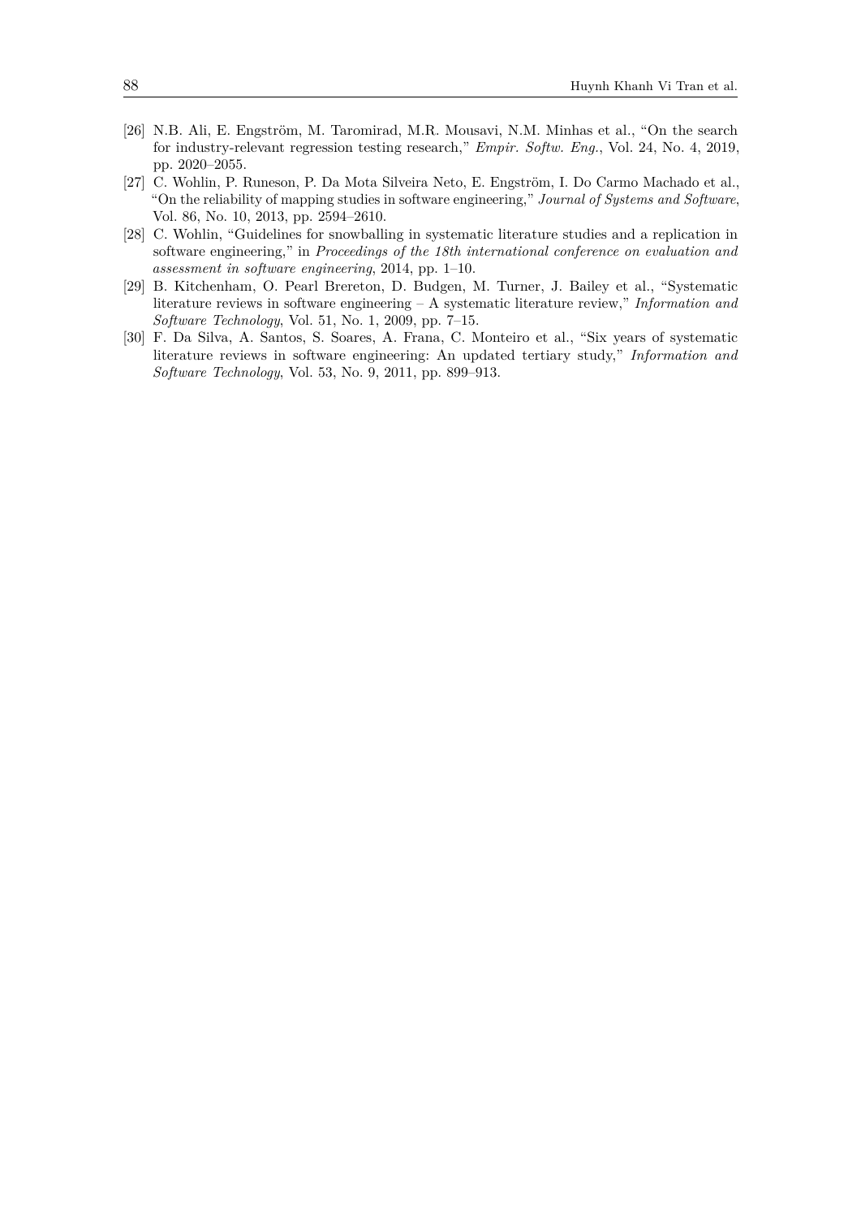[26] N.B. Ali, E. Engström, M. Taromirad, M.R. Mousavi, N.M. Minhas et al., "On the search for industry-relevant regression testing research," *Empir. Softw. Eng.*, Vol. 24, No. 4, 2019, pp. 2020–2055.

[27] C. Wohlin, P. Runeson, P. Da Mota Silveira Neto, E. Engström, I. Do Carmo Machado et al., "On the reliability of mapping studies in software engineering," *Journal of Systems and Software*, Vol. 86, No. 10, 2013, pp. 2594–2610.

[28] C. Wohlin, "Guidelines for snowballing in systematic literature studies and a replication in software engineering," in *Proceedings of the 18th international conference on evaluation and assessment in software engineering*, 2014, pp. 1–10.

[29] B. Kitchenham, O. Pearl Brereton, D. Budgen, M. Turner, J. Bailey et al., "Systematic literature reviews in software engineering – A systematic literature review," *Information and Software Technology*, Vol. 51, No. 1, 2009, pp. 7–15.

[30] F. Da Silva, A. Santos, S. Soares, A. Frana, C. Monteiro et al., "Six years of systematic literature reviews in software engineering: An updated tertiary study," *Information and Software Technology*, Vol. 53, No. 9, 2011, pp. 899–913.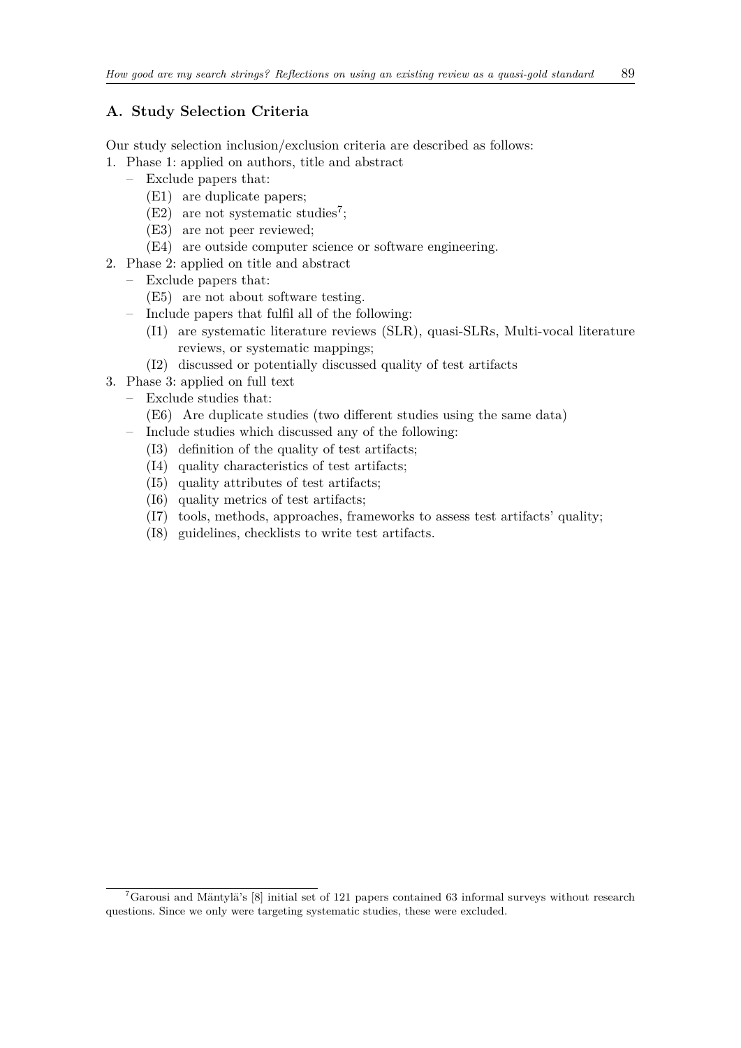## A. Study Selection Criteria

Our study selection inclusion/exclusion criteria are described as follows:

1. Phase 1: applied on authors, title and abstract
   - Exclude papers that:
     - (E1) are duplicate papers;
     - (E2) are not systematic studies[7];
     - (E3) are not peer reviewed;
     - (E4) are outside computer science or software engineering.
2. Phase 2: applied on title and abstract
   - Exclude papers that:
     - (E5) are not about software testing.
   - Include papers that fulfil all of the following:
     - (I1) are systematic literature reviews (SLR), quasi-SLRs, Multi-vocal literature reviews, or systematic mappings;
     - (I2) discussed or potentially discussed quality of test artifacts
3. Phase 3: applied on full text
   - Exclude studies that:
     - (E6) Are duplicate studies (two different studies using the same data)
   - Include studies which discussed any of the following:
     - (I3) definition of the quality of test artifacts;
     - (I4) quality characteristics of test artifacts;
     - (I5) quality attributes of test artifacts;
     - (I6) quality metrics of test artifacts;
     - (I7) tools, methods, approaches, frameworks to assess test artifacts' quality;
     - (I8) guidelines, checklists to write test artifacts.

[7] Garousi and Mäntylä's [8] initial set of 121 papers contained 63 informal surveys without research questions. Since we only were targeting systematic studies, these were excluded.